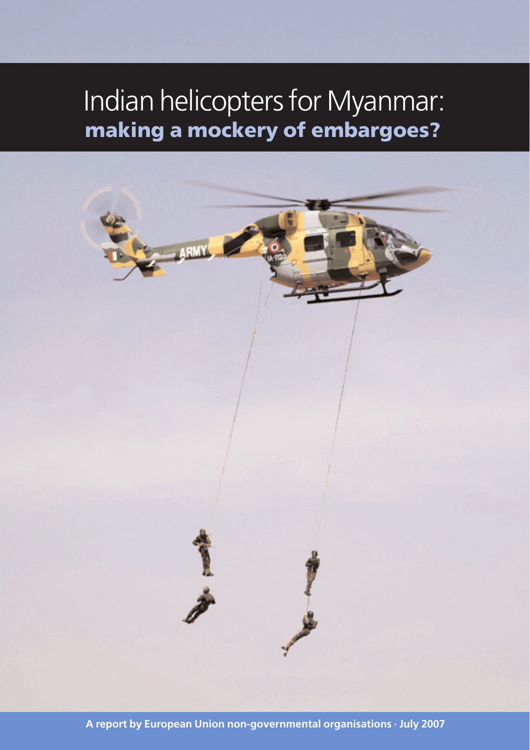# Indian helicopters for Myanmar:
## making a mockery of embargoes?

**A report by European Union non-governmental organisations · July 2007**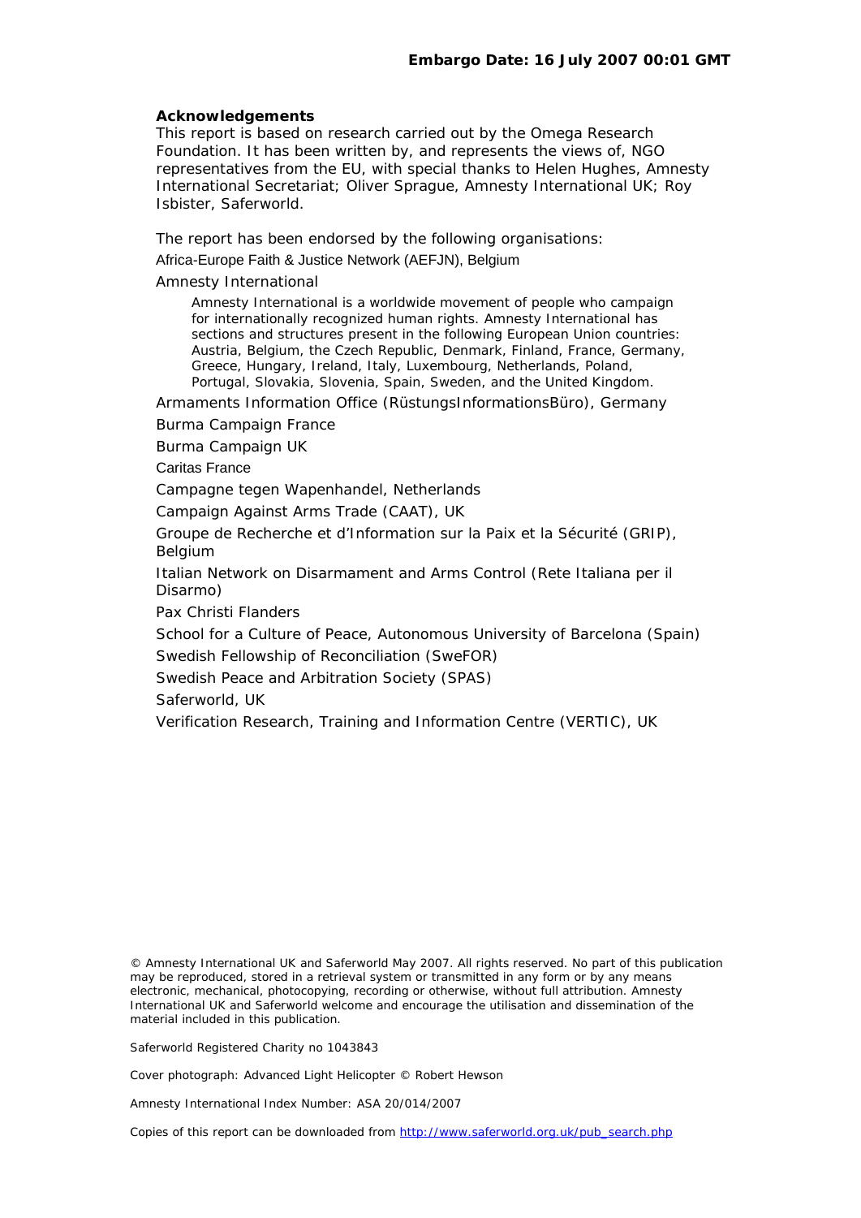**Embargo Date: 16 July 2007 00:01 GMT**

**Acknowledgements**

This report is based on research carried out by the Omega Research Foundation. It has been written by, and represents the views of, NGO representatives from the EU, with special thanks to Helen Hughes, Amnesty International Secretariat; Oliver Sprague, Amnesty International UK; Roy Isbister, Saferworld.

The report has been endorsed by the following organisations:

Africa-Europe Faith & Justice Network (AEFJN), Belgium

Amnesty International

> Amnesty International is a worldwide movement of people who campaign for internationally recognized human rights. Amnesty International has sections and structures present in the following European Union countries: Austria, Belgium, the Czech Republic, Denmark, Finland, France, Germany, Greece, Hungary, Ireland, Italy, Luxembourg, Netherlands, Poland, Portugal, Slovakia, Slovenia, Spain, Sweden, and the United Kingdom.

Armaments Information Office (RüstungsInformationsBüro), Germany

Burma Campaign France

Burma Campaign UK

Caritas France

Campagne tegen Wapenhandel, Netherlands

Campaign Against Arms Trade (CAAT), UK

Groupe de Recherche et d'Information sur la Paix et la Sécurité (GRIP), Belgium

Italian Network on Disarmament and Arms Control (Rete Italiana per il Disarmo)

Pax Christi Flanders

School for a Culture of Peace, Autonomous University of Barcelona (Spain)

Swedish Fellowship of Reconciliation (SweFOR)

Swedish Peace and Arbitration Society (SPAS)

Saferworld, UK

Verification Research, Training and Information Centre (VERTIC), UK

© Amnesty International UK and Saferworld May 2007. All rights reserved. No part of this publication may be reproduced, stored in a retrieval system or transmitted in any form or by any means electronic, mechanical, photocopying, recording or otherwise, without full attribution. Amnesty International UK and Saferworld welcome and encourage the utilisation and dissemination of the material included in this publication.

Saferworld Registered Charity no 1043843

Cover photograph: Advanced Light Helicopter © Robert Hewson

Amnesty International Index Number: ASA 20/014/2007

Copies of this report can be downloaded from http://www.saferworld.org.uk/pub_search.php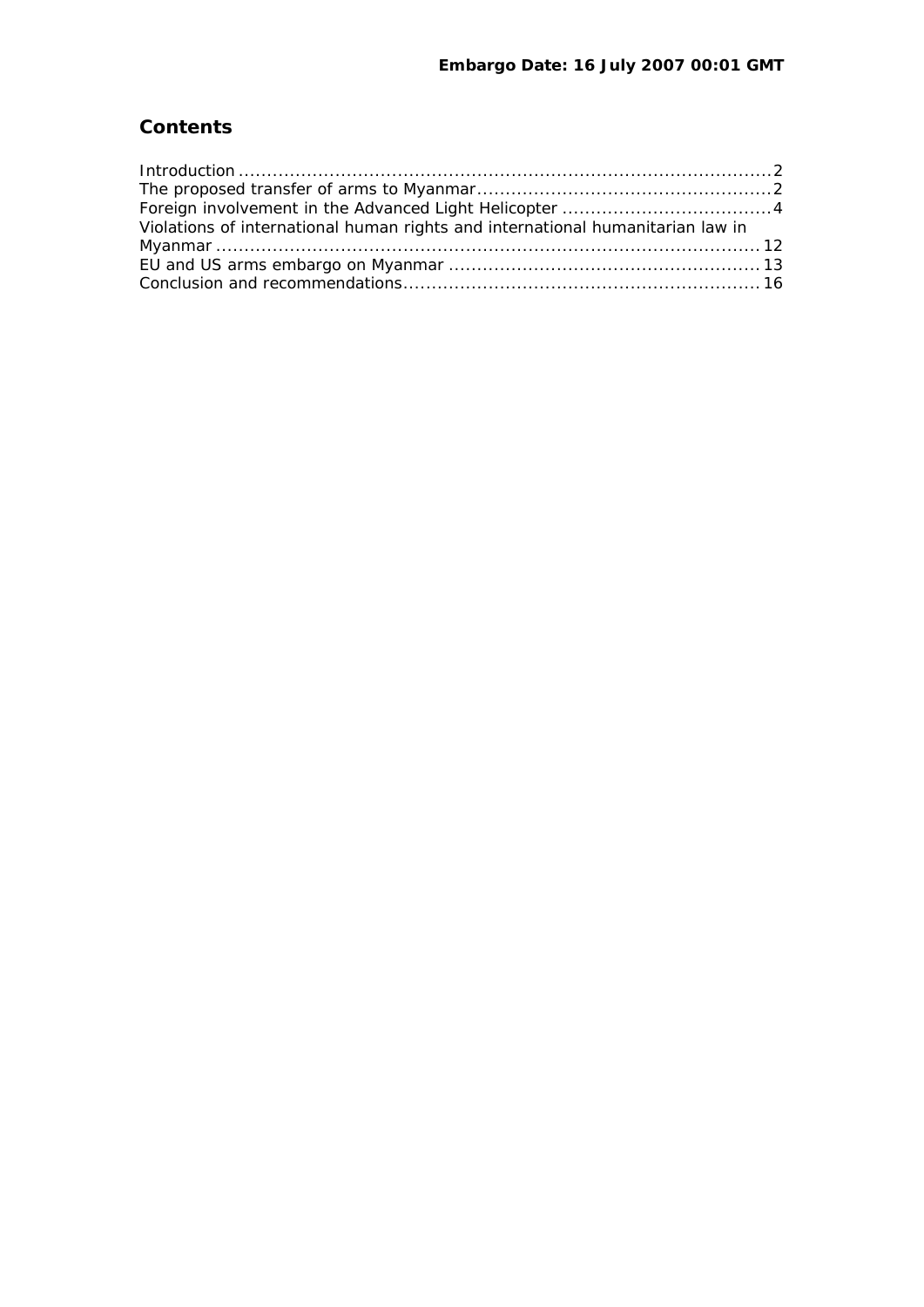**Embargo Date: 16 July 2007 00:01 GMT**

## Contents

Introduction ..................................................................................................2
The proposed transfer of arms to Myanmar...................................................2
Foreign involvement in the Advanced Light Helicopter ....................................4
Violations of international human rights and international humanitarian law in Myanmar ..........................................................................................................12
EU and US arms embargo on Myanmar ......................................................13
Conclusion and recommendations..............................................................16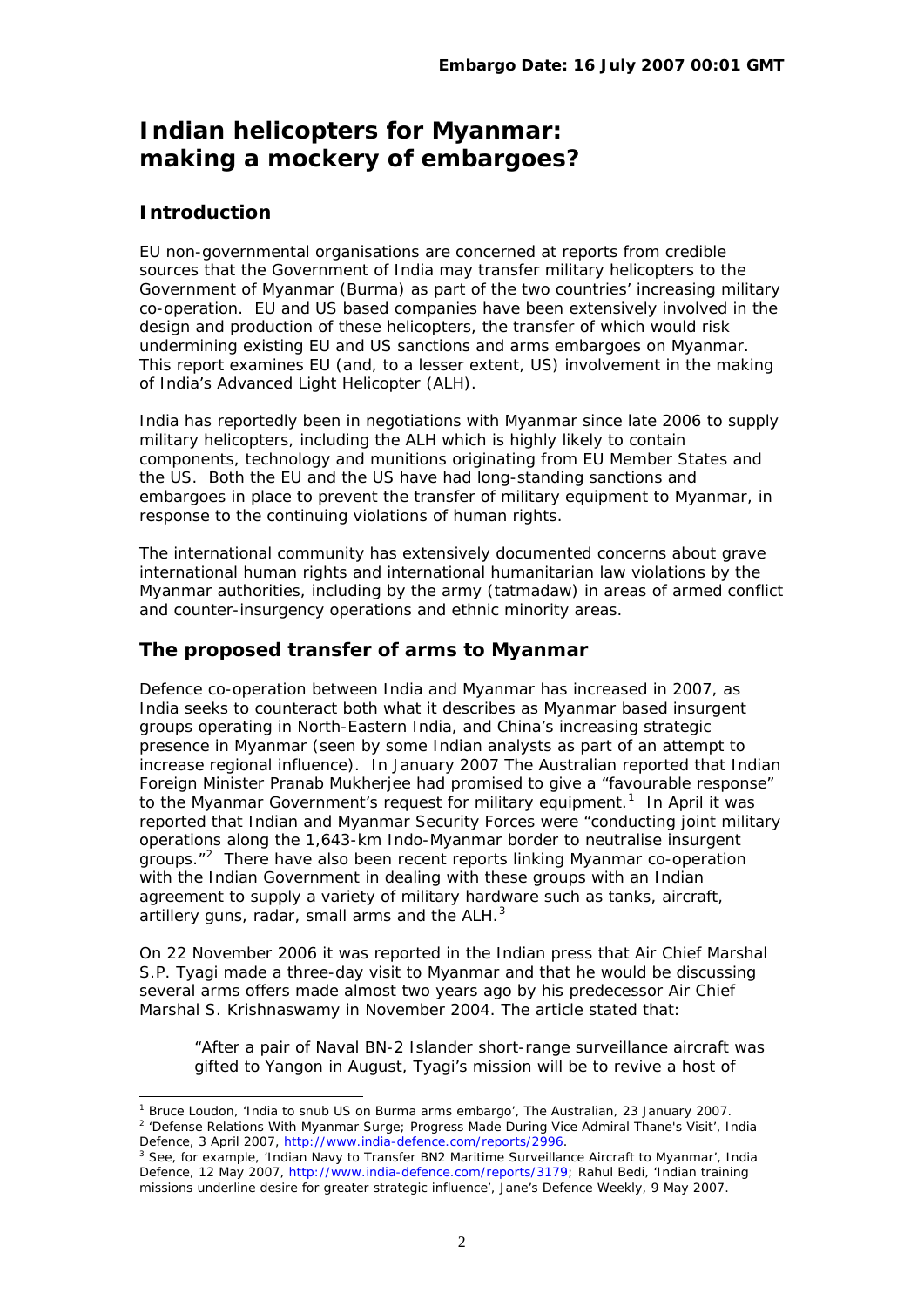**Embargo Date: 16 July 2007 00:01 GMT**

# Indian helicopters for Myanmar: making a mockery of embargoes?

## Introduction

EU non-governmental organisations are concerned at reports from credible sources that the Government of India may transfer military helicopters to the Government of Myanmar (Burma) as part of the two countries' increasing military co-operation. EU and US based companies have been extensively involved in the design and production of these helicopters, the transfer of which would risk undermining existing EU and US sanctions and arms embargoes on Myanmar. This report examines EU (and, to a lesser extent, US) involvement in the making of India's Advanced Light Helicopter (ALH).

India has reportedly been in negotiations with Myanmar since late 2006 to supply military helicopters, including the ALH which is highly likely to contain components, technology and munitions originating from EU Member States and the US. Both the EU and the US have had long-standing sanctions and embargoes in place to prevent the transfer of military equipment to Myanmar, in response to the continuing violations of human rights.

The international community has extensively documented concerns about grave international human rights and international humanitarian law violations by the Myanmar authorities, including by the army (tatmadaw) in areas of armed conflict and counter-insurgency operations and ethnic minority areas.

## The proposed transfer of arms to Myanmar

Defence co-operation between India and Myanmar has increased in 2007, as India seeks to counteract both what it describes as Myanmar based insurgent groups operating in North-Eastern India, and China's increasing strategic presence in Myanmar (seen by some Indian analysts as part of an attempt to increase regional influence). In January 2007 The Australian reported that Indian Foreign Minister Pranab Mukherjee had promised to give a "favourable response" to the Myanmar Government's request for military equipment.[1] In April it was reported that Indian and Myanmar Security Forces were "conducting joint military operations along the 1,643-km Indo-Myanmar border to neutralise insurgent groups."[2] There have also been recent reports linking Myanmar co-operation with the Indian Government in dealing with these groups with an Indian agreement to supply a variety of military hardware such as tanks, aircraft, artillery guns, radar, small arms and the ALH.[3]

On 22 November 2006 it was reported in the Indian press that Air Chief Marshal S.P. Tyagi made a three-day visit to Myanmar and that he would be discussing several arms offers made almost two years ago by his predecessor Air Chief Marshal S. Krishnaswamy in November 2004. The article stated that:

> "After a pair of Naval BN-2 Islander short-range surveillance aircraft was gifted to Yangon in August, Tyagi's mission will be to revive a host of

---

[1] Bruce Loudon, 'India to snub US on Burma arms embargo', The Australian, 23 January 2007.

[2] 'Defense Relations With Myanmar Surge; Progress Made During Vice Admiral Thane's Visit', India Defence, 3 April 2007, http://www.india-defence.com/reports/2996.

[3] See, for example, 'Indian Navy to Transfer BN2 Maritime Surveillance Aircraft to Myanmar', India Defence, 12 May 2007, http://www.india-defence.com/reports/3179; Rahul Bedi, 'Indian training missions underline desire for greater strategic influence', Jane's Defence Weekly, 9 May 2007.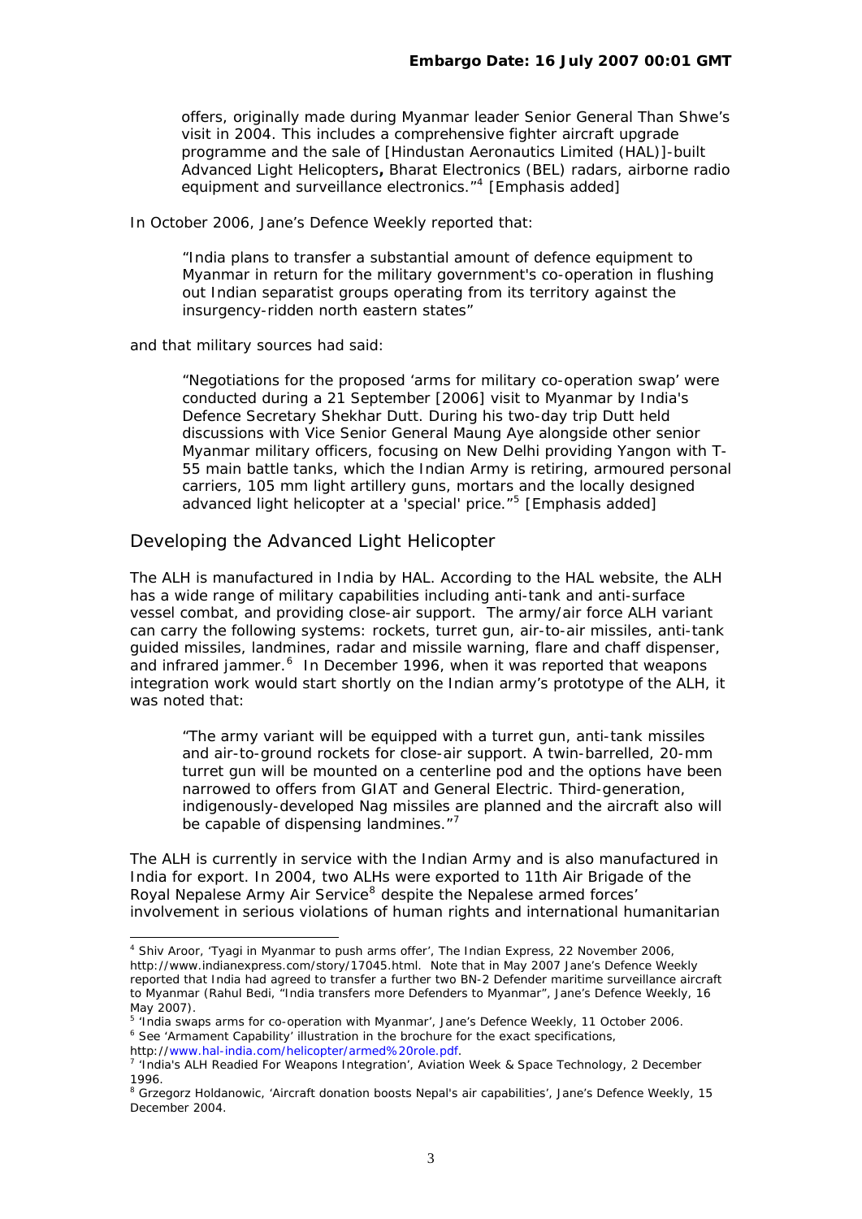> offers, originally made during Myanmar leader Senior General Than Shwe's visit in 2004. This includes a comprehensive fighter aircraft upgrade programme and the sale of [Hindustan Aeronautics Limited (HAL)]-built **Advanced Light Helicopters,** Bharat Electronics (BEL) radars, airborne radio equipment and surveillance electronics."[4] [Emphasis added]

In October 2006, Jane's Defence Weekly reported that:

> "India plans to transfer a substantial amount of defence equipment to Myanmar in return for the military government's co-operation in flushing out Indian separatist groups operating from its territory against the insurgency-ridden north eastern states"

and that military sources had said:

> "Negotiations for the proposed 'arms for military co-operation swap' were conducted during a 21 September [2006] visit to Myanmar by India's Defence Secretary Shekhar Dutt. During his two-day trip Dutt held discussions with Vice Senior General Maung Aye alongside other senior Myanmar military officers, focusing on New Delhi providing Yangon with T-55 main battle tanks, which the Indian Army is retiring, armoured personal carriers, 105 mm light artillery guns, mortars and the locally designed **advanced light helicopter** at a 'special' price."[5] [Emphasis added]

## Developing the Advanced Light Helicopter

The ALH is manufactured in India by HAL. According to the HAL website, the ALH has a wide range of military capabilities including anti-tank and anti-surface vessel combat, and providing close-air support. The army/air force ALH variant can carry the following systems: rockets, turret gun, air-to-air missiles, anti-tank guided missiles, landmines, radar and missile warning, flare and chaff dispenser, and infrared jammer.[6] In December 1996, when it was reported that weapons integration work would start shortly on the Indian army's prototype of the ALH, it was noted that:

> "The army variant will be equipped with a turret gun, anti-tank missiles and air-to-ground rockets for close-air support. A twin-barrelled, 20-mm turret gun will be mounted on a centerline pod and the options have been narrowed to offers from GIAT and General Electric. Third-generation, indigenously-developed Nag missiles are planned and the aircraft also will be capable of dispensing landmines."[7]

The ALH is currently in service with the Indian Army and is also manufactured in India for export. In 2004, two ALHs were exported to 11th Air Brigade of the Royal Nepalese Army Air Service[8] despite the Nepalese armed forces' involvement in serious violations of human rights and international humanitarian

---

[4] Shiv Aroor, 'Tyagi in Myanmar to push arms offer', The Indian Express, 22 November 2006, http://www.indianexpress.com/story/17045.html. Note that in May 2007 Jane's Defence Weekly reported that India had agreed to transfer a further two BN-2 Defender maritime surveillance aircraft to Myanmar (Rahul Bedi, "India transfers more Defenders to Myanmar", Jane's Defence Weekly, 16 May 2007).

[5] 'India swaps arms for co-operation with Myanmar', Jane's Defence Weekly, 11 October 2006.

[6] See 'Armament Capability' illustration in the brochure for the exact specifications, http://www.hal-india.com/helicopter/armed%20role.pdf.

[7] 'India's ALH Readied For Weapons Integration', Aviation Week & Space Technology, 2 December 1996.

[8] Grzegorz Holdanowic, 'Aircraft donation boosts Nepal's air capabilities', Jane's Defence Weekly, 15 December 2004.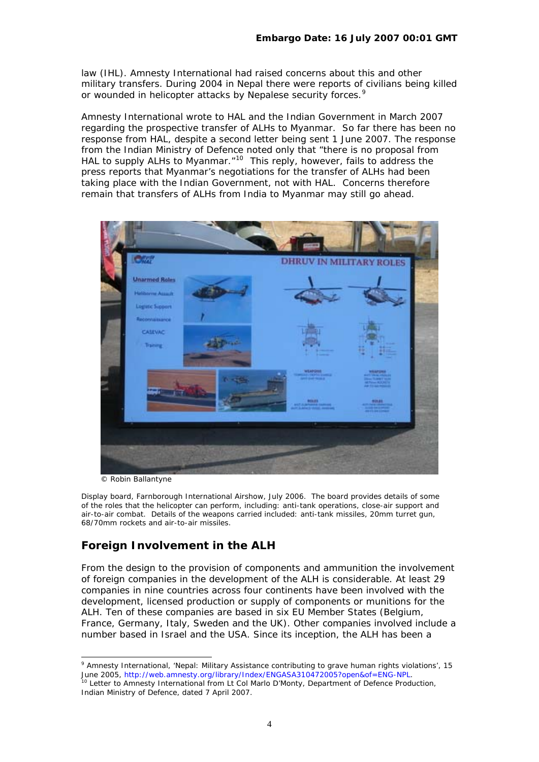law (IHL). Amnesty International had raised concerns about this and other military transfers. During 2004 in Nepal there were reports of civilians being killed or wounded in helicopter attacks by Nepalese security forces.[9]

Amnesty International wrote to HAL and the Indian Government in March 2007 regarding the prospective transfer of ALHs to Myanmar. So far there has been no response from HAL, despite a second letter being sent 1 June 2007. The response from the Indian Ministry of Defence noted only that "there is no proposal from HAL to supply ALHs to Myanmar."[10] This reply, however, fails to address the press reports that Myanmar's negotiations for the transfer of ALHs had been taking place with the Indian Government, not with HAL. Concerns therefore remain that transfers of ALHs from India to Myanmar may still go ahead.

© Robin Ballantyne

Display board, Farnborough International Airshow, July 2006. The board provides details of some of the roles that the helicopter can perform, including: anti-tank operations, close-air support and air-to-air combat. Details of the weapons carried included: anti-tank missiles, 20mm turret gun, 68/70mm rockets and air-to-air missiles.

## Foreign Involvement in the ALH

From the design to the provision of components and ammunition the involvement of foreign companies in the development of the ALH is considerable. At least 29 companies in nine countries across four continents have been involved with the development, licensed production or supply of components or munitions for the ALH. Ten of these companies are based in six EU Member States (Belgium, France, Germany, Italy, Sweden and the UK). Other companies involved include a number based in Israel and the USA. Since its inception, the ALH has been a

[9] Amnesty International, 'Nepal: Military Assistance contributing to grave human rights violations', 15 June 2005, http://web.amnesty.org/library/Index/ENGASA310472005?open&of=ENG-NPL.

[10] Letter to Amnesty International from Lt Col Marlo D'Monty, Department of Defence Production, Indian Ministry of Defence, dated 7 April 2007.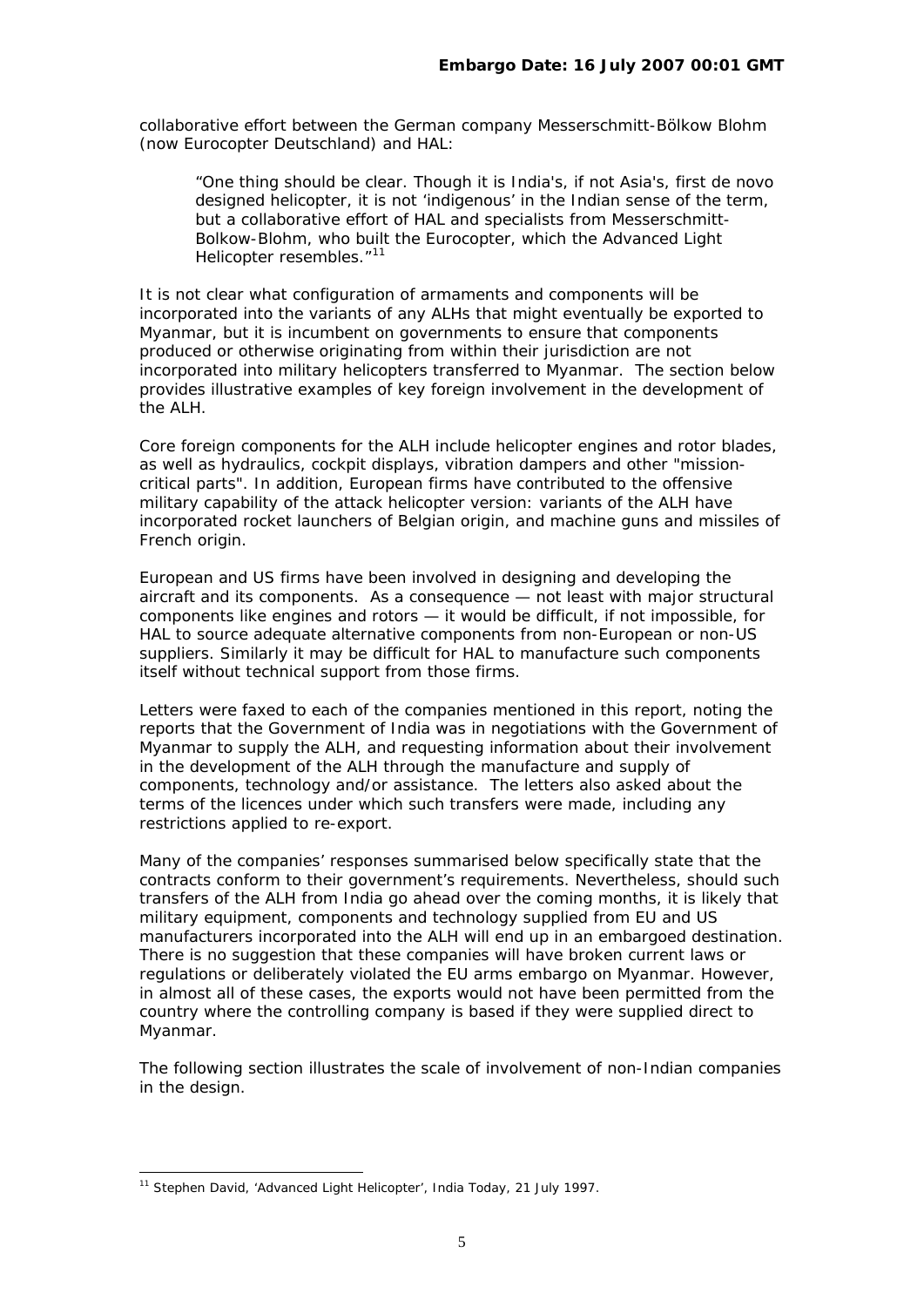collaborative effort between the German company Messerschmitt-Bölkow Blohm (now Eurocopter Deutschland) and HAL:

> "One thing should be clear. Though it is India's, if not Asia's, first de novo designed helicopter, it is not 'indigenous' in the Indian sense of the term, but a collaborative effort of HAL and specialists from Messerschmitt-Bolkow-Blohm, who built the Eurocopter, which the Advanced Light Helicopter resembles."[11]

It is not clear what configuration of armaments and components will be incorporated into the variants of any ALHs that might eventually be exported to Myanmar, but it is incumbent on governments to ensure that components produced or otherwise originating from within their jurisdiction are not incorporated into military helicopters transferred to Myanmar. The section below provides illustrative examples of key foreign involvement in the development of the ALH.

Core foreign components for the ALH include helicopter engines and rotor blades, as well as hydraulics, cockpit displays, vibration dampers and other "mission-critical parts". In addition, European firms have contributed to the offensive military capability of the attack helicopter version: variants of the ALH have incorporated rocket launchers of Belgian origin, and machine guns and missiles of French origin.

European and US firms have been involved in designing and developing the aircraft and its components. As a consequence — not least with major structural components like engines and rotors — it would be difficult, if not impossible, for HAL to source adequate alternative components from non-European or non-US suppliers. Similarly it may be difficult for HAL to manufacture such components itself without technical support from those firms.

Letters were faxed to each of the companies mentioned in this report, noting the reports that the Government of India was in negotiations with the Government of Myanmar to supply the ALH, and requesting information about their involvement in the development of the ALH through the manufacture and supply of components, technology and/or assistance. The letters also asked about the terms of the licences under which such transfers were made, including any restrictions applied to re-export.

Many of the companies' responses summarised below specifically state that the contracts conform to their government's requirements. Nevertheless, should such transfers of the ALH from India go ahead over the coming months, it is likely that military equipment, components and technology supplied from EU and US manufacturers incorporated into the ALH will end up in an embargoed destination. There is no suggestion that these companies will have broken current laws or regulations or deliberately violated the EU arms embargo on Myanmar. However, in almost all of these cases, the exports would not have been permitted from the country where the controlling company is based if they were supplied direct to Myanmar.

The following section illustrates the scale of involvement of non-Indian companies in the design.

---

[11] Stephen David, 'Advanced Light Helicopter', India Today, 21 July 1997.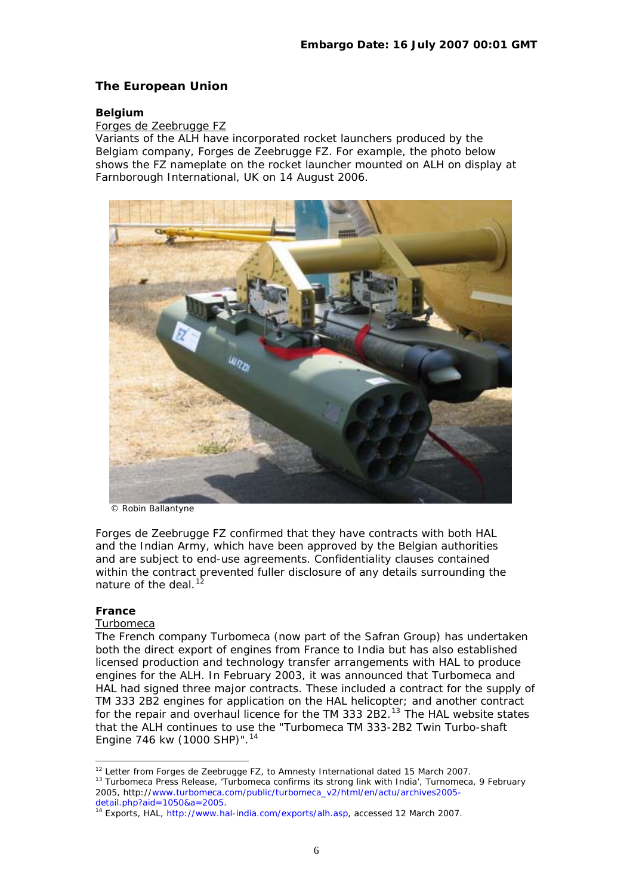**Embargo Date: 16 July 2007 00:01 GMT**

## The European Union

### Belgium

Forges de Zeebrugge FZ

Variants of the ALH have incorporated rocket launchers produced by the Belgiam company, Forges de Zeebrugge FZ. For example, the photo below shows the FZ nameplate on the rocket launcher mounted on ALH on display at Farnborough International, UK on 14 August 2006.

© Robin Ballantyne

Forges de Zeebrugge FZ confirmed that they have contracts with both HAL and the Indian Army, which have been approved by the Belgian authorities and are subject to end-use agreements. Confidentiality clauses contained within the contract prevented fuller disclosure of any details surrounding the nature of the deal.[12]

### France

Turbomeca

The French company Turbomeca (now part of the Safran Group) has undertaken both the direct export of engines from France to India but has also established licensed production and technology transfer arrangements with HAL to produce engines for the ALH. In February 2003, it was announced that Turbomeca and HAL had signed three major contracts. These included a contract for the supply of TM 333 2B2 engines for application on the HAL helicopter; and another contract for the repair and overhaul licence for the TM 333 2B2.[13] The HAL website states that the ALH continues to use the "Turbomeca TM 333-2B2 Twin Turbo-shaft Engine 746 kw (1000 SHP)".[14]

---

[12] Letter from Forges de Zeebrugge FZ, to Amnesty International dated 15 March 2007.

[13] Turbomeca Press Release, 'Turbomeca confirms its strong link with India', Turnomeca, 9 February 2005, http://www.turbomeca.com/public/turbomeca_v2/html/en/actu/archives2005-detail.php?aid=1050&a=2005.

[14] Exports, HAL, http://www.hal-india.com/exports/alh.asp, accessed 12 March 2007.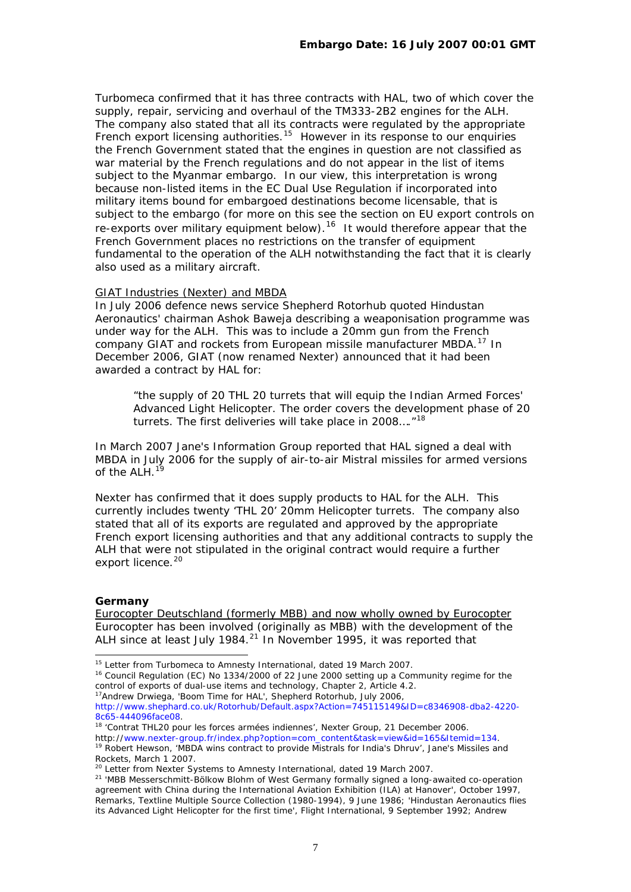Turbomeca confirmed that it has three contracts with HAL, two of which cover the supply, repair, servicing and overhaul of the TM333-2B2 engines for the ALH. The company also stated that all its contracts were regulated by the appropriate French export licensing authorities.[15] However in its response to our enquiries the French Government stated that the engines in question are not classified as war material by the French regulations and do not appear in the list of items subject to the Myanmar embargo. In our view, this interpretation is wrong because non-listed items in the EC Dual Use Regulation if incorporated into military items bound for embargoed destinations become licensable, that is subject to the embargo (for more on this see the section on EU export controls on re-exports over military equipment below).[16] It would therefore appear that the French Government places no restrictions on the transfer of equipment fundamental to the operation of the ALH notwithstanding the fact that it is clearly also used as a military aircraft.

GIAT Industries (Nexter) and MBDA

In July 2006 defence news service Shepherd Rotorhub quoted Hindustan Aeronautics' chairman Ashok Baweja describing a weaponisation programme was under way for the ALH. This was to include a 20mm gun from the French company GIAT and rockets from European missile manufacturer MBDA.[17] In December 2006, GIAT (now renamed Nexter) announced that it had been awarded a contract by HAL for:

> "the supply of 20 THL 20 turrets that will equip the Indian Armed Forces' Advanced Light Helicopter. The order covers the development phase of 20 turrets. The first deliveries will take place in 2008…."[18]

In March 2007 Jane's Information Group reported that HAL signed a deal with MBDA in July 2006 for the supply of air-to-air Mistral missiles for armed versions of the ALH.[19]

Nexter has confirmed that it does supply products to HAL for the ALH. This currently includes twenty 'THL 20' 20mm Helicopter turrets. The company also stated that all of its exports are regulated and approved by the appropriate French export licensing authorities and that any additional contracts to supply the ALH that were not stipulated in the original contract would require a further export licence.[20]

**Germany**

Eurocopter Deutschland (formerly MBB) and now wholly owned by Eurocopter

Eurocopter has been involved (originally as MBB) with the development of the ALH since at least July 1984.[21] In November 1995, it was reported that

---

[15] Letter from Turbomeca to Amnesty International, dated 19 March 2007.

[16] Council Regulation (EC) No 1334/2000 of 22 June 2000 setting up a Community regime for the control of exports of dual-use items and technology, Chapter 2, Article 4.2.

[17] Andrew Drwiega, 'Boom Time for HAL', Shepherd Rotorhub, July 2006, http://www.shephard.co.uk/Rotorhub/Default.aspx?Action=745115149&ID=c8346908-dba2-4220-8c65-444096face08.

[18] 'Contrat THL20 pour les forces armées indiennes', Nexter Group, 21 December 2006. http://www.nexter-group.fr/index.php?option=com_content&task=view&id=165&Itemid=134.

[19] Robert Hewson, 'MBDA wins contract to provide Mistrals for India's Dhruv', Jane's Missiles and Rockets, March 1 2007.

[20] Letter from Nexter Systems to Amnesty International, dated 19 March 2007.

[21] 'MBB Messerschmitt-Bölkow Blohm of West Germany formally signed a long-awaited co-operation agreement with China during the International Aviation Exhibition (ILA) at Hanover', October 1997, Remarks, Textline Multiple Source Collection (1980-1994), 9 June 1986; 'Hindustan Aeronautics flies its Advanced Light Helicopter for the first time', Flight International, 9 September 1992; Andrew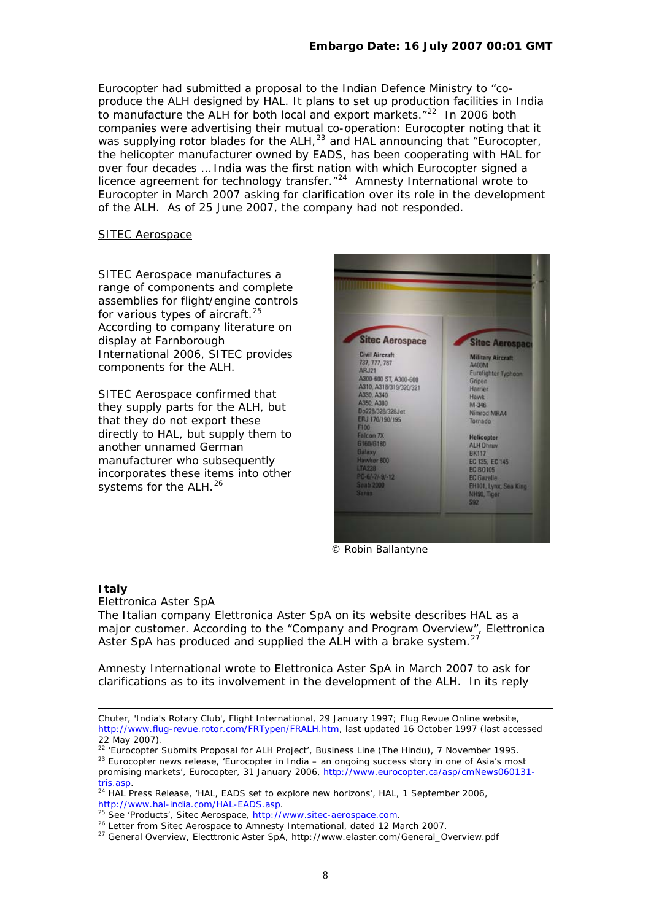Eurocopter had submitted a proposal to the Indian Defence Ministry to "co-produce the ALH designed by HAL. It plans to set up production facilities in India to manufacture the ALH for both local and export markets."[22] In 2006 both companies were advertising their mutual co-operation: Eurocopter noting that it was supplying rotor blades for the ALH,[23] and HAL announcing that "Eurocopter, the helicopter manufacturer owned by EADS, has been cooperating with HAL for over four decades ... India was the first nation with which Eurocopter signed a licence agreement for technology transfer."[24] Amnesty International wrote to Eurocopter in March 2007 asking for clarification over its role in the development of the ALH. As of 25 June 2007, the company had not responded.

SITEC Aerospace

SITEC Aerospace manufactures a range of components and complete assemblies for flight/engine controls for various types of aircraft.[25] According to company literature on display at Farnborough International 2006, SITEC provides components for the ALH.

SITEC Aerospace confirmed that they supply parts for the ALH, but that they do not export these directly to HAL, but supply them to another unnamed German manufacturer who subsequently incorporates these items into other systems for the ALH.[26]

© Robin Ballantyne

**Italy**

Elettronica Aster SpA

The Italian company Elettronica Aster SpA on its website describes HAL as a major customer. According to the "Company and Program Overview", Elettronica Aster SpA has produced and supplied the ALH with a brake system.[27]

Amnesty International wrote to Elettronica Aster SpA in March 2007 to ask for clarifications as to its involvement in the development of the ALH. In its reply

---

Chuter, 'India's Rotary Club', Flight International, 29 January 1997; Flug Revue Online website, http://www.flug-revue.rotor.com/FRTypen/FRALH.htm, last updated 16 October 1997 (last accessed 22 May 2007).

[22] 'Eurocopter Submits Proposal for ALH Project', Business Line (The Hindu), 7 November 1995.

[23] Eurocopter news release, 'Eurocopter in India – an ongoing success story in one of Asia's most promising markets', Eurocopter, 31 January 2006, http://www.eurocopter.ca/asp/cmNews060131-tris.asp.

[24] HAL Press Release, 'HAL, EADS set to explore new horizons', HAL, 1 September 2006, http://www.hal-india.com/HAL-EADS.asp.

[25] See 'Products', Sitec Aerospace, http://www.sitec-aerospace.com.

[26] Letter from Sitec Aerospace to Amnesty International, dated 12 March 2007.

[27] General Overview, Electtronic Aster SpA, http://www.elaster.com/General_Overview.pdf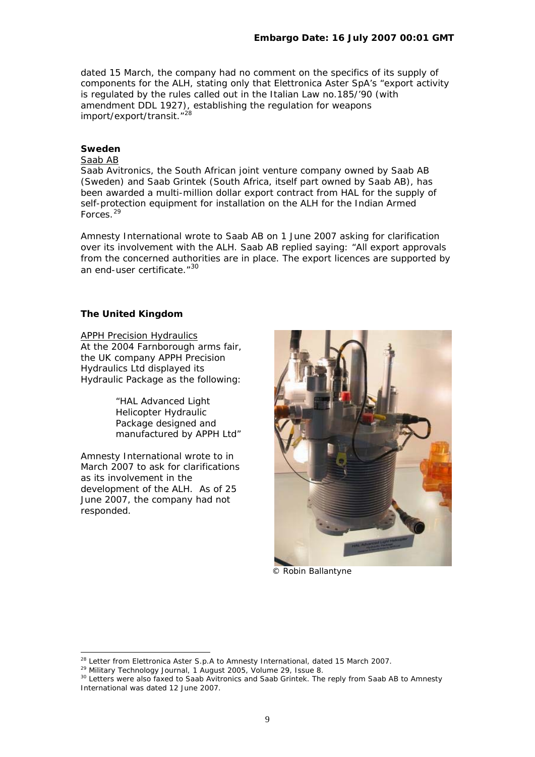dated 15 March, the company had no comment on the specifics of its supply of components for the ALH, stating only that Elettronica Aster SpA's "export activity is regulated by the rules called out in the Italian Law no.185/'90 (with amendment DDL 1927), establishing the regulation for weapons import/export/transit."[28]

### Sweden

Saab AB

Saab Avitronics, the South African joint venture company owned by Saab AB (Sweden) and Saab Grintek (South Africa, itself part owned by Saab AB), has been awarded a multi-million dollar export contract from HAL for the supply of self-protection equipment for installation on the ALH for the Indian Armed Forces.[29]

Amnesty International wrote to Saab AB on 1 June 2007 asking for clarification over its involvement with the ALH. Saab AB replied saying: "All export approvals from the concerned authorities are in place. The export licences are supported by an end-user certificate."[30]

### The United Kingdom

APPH Precision Hydraulics

At the 2004 Farnborough arms fair, the UK company APPH Precision Hydraulics Ltd displayed its Hydraulic Package as the following:

> "HAL Advanced Light Helicopter Hydraulic Package designed and manufactured by APPH Ltd"

Amnesty International wrote to in March 2007 to ask for clarifications as its involvement in the development of the ALH. As of 25 June 2007, the company had not responded.

© Robin Ballantyne

---

[28] Letter from Elettronica Aster S.p.A to Amnesty International, dated 15 March 2007.

[29] Military Technology Journal, 1 August 2005, Volume 29, Issue 8.

[30] Letters were also faxed to Saab Avitronics and Saab Grintek. The reply from Saab AB to Amnesty International was dated 12 June 2007.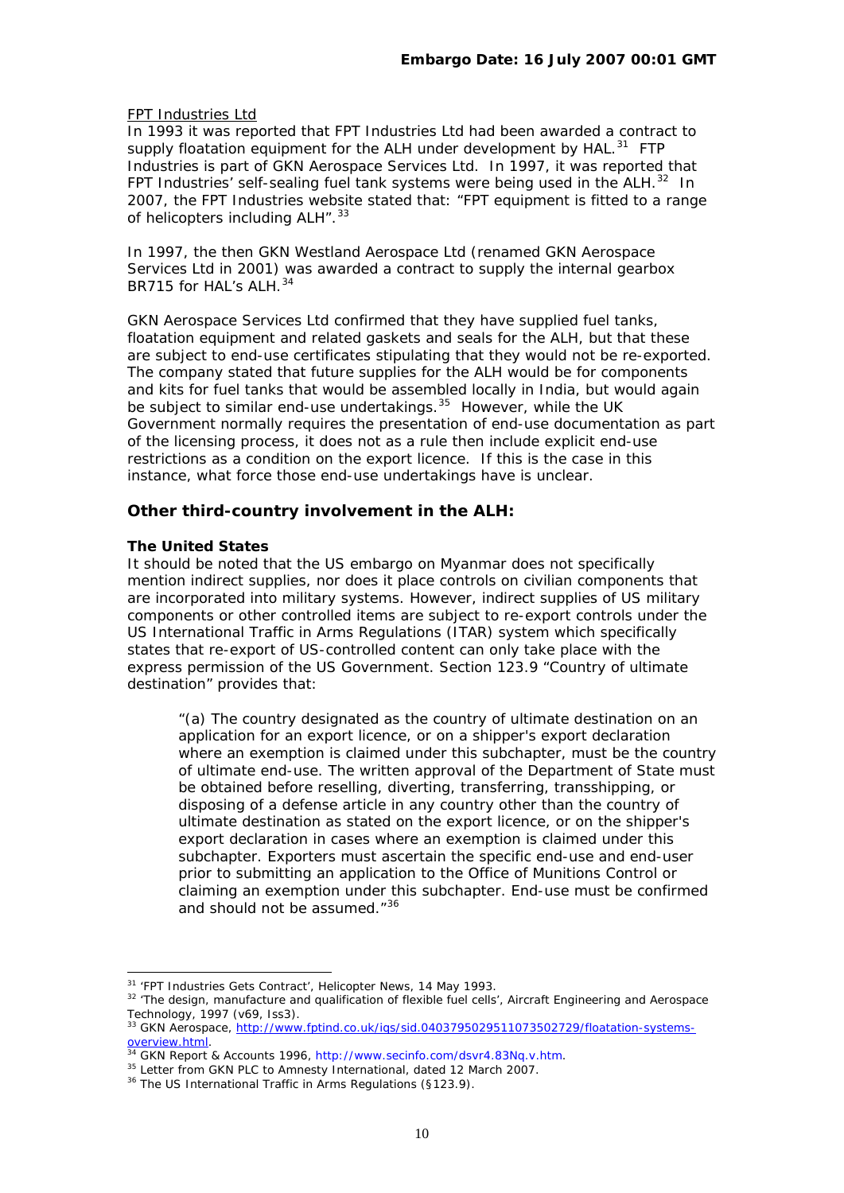FPT Industries Ltd
In 1993 it was reported that FPT Industries Ltd had been awarded a contract to supply floatation equipment for the ALH under development by HAL.[31] FTP Industries is part of GKN Aerospace Services Ltd. In 1997, it was reported that FPT Industries' self-sealing fuel tank systems were being used in the ALH.[32] In 2007, the FPT Industries website stated that: "FPT equipment is fitted to a range of helicopters including ALH".[33]

In 1997, the then GKN Westland Aerospace Ltd (renamed GKN Aerospace Services Ltd in 2001) was awarded a contract to supply the internal gearbox BR715 for HAL's ALH.[34]

GKN Aerospace Services Ltd confirmed that they have supplied fuel tanks, floatation equipment and related gaskets and seals for the ALH, but that these are subject to end-use certificates stipulating that they would not be re-exported. The company stated that future supplies for the ALH would be for components and kits for fuel tanks that would be assembled locally in India, but would again be subject to similar end-use undertakings.[35] However, while the UK Government normally requires the presentation of end-use documentation as part of the licensing process, it does not as a rule then include explicit end-use restrictions as a condition on the export licence. If this is the case in this instance, what force those end-use undertakings have is unclear.

## Other third-country involvement in the ALH:

**The United States**
It should be noted that the US embargo on Myanmar does not specifically mention indirect supplies, nor does it place controls on civilian components that are incorporated into military systems. However, indirect supplies of US military components or other controlled items are subject to re-export controls under the US International Traffic in Arms Regulations (ITAR) system which specifically states that re-export of US-controlled content can only take place with the express permission of the US Government. Section 123.9 "Country of ultimate destination" provides that:

> "(a) The country designated as the country of ultimate destination on an application for an export licence, or on a shipper's export declaration where an exemption is claimed under this subchapter, must be the country of ultimate end-use. The written approval of the Department of State must be obtained before reselling, diverting, transferring, transshipping, or disposing of a defense article in any country other than the country of ultimate destination as stated on the export licence, or on the shipper's export declaration in cases where an exemption is claimed under this subchapter. Exporters must ascertain the specific end-use and end-user prior to submitting an application to the Office of Munitions Control or claiming an exemption under this subchapter. End-use must be confirmed and should not be assumed."[36]

---

[31] 'FPT Industries Gets Contract', Helicopter News, 14 May 1993.
[32] 'The design, manufacture and qualification of flexible fuel cells', Aircraft Engineering and Aerospace Technology, 1997 (v69, Iss3).
[33] GKN Aerospace, http://www.fptind.co.uk/iqs/sid.04037950295110735502729/floatation-systems-overview.html.
[34] GKN Report & Accounts 1996, http://www.secinfo.com/dsvr4.83Nq.v.htm.
[35] Letter from GKN PLC to Amnesty International, dated 12 March 2007.
[36] The US International Traffic in Arms Regulations (§123.9).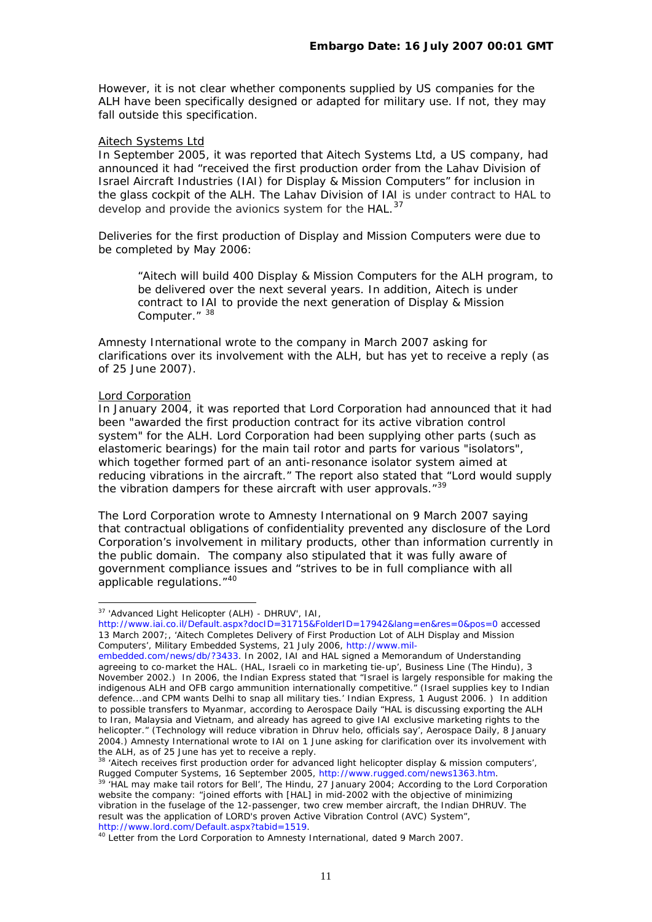However, it is not clear whether components supplied by US companies for the ALH have been specifically designed or adapted for military use. If not, they may fall outside this specification.

Aitech Systems Ltd

In September 2005, it was reported that Aitech Systems Ltd, a US company, had announced it had "received the first production order from the Lahav Division of Israel Aircraft Industries (IAI) for Display & Mission Computers" for inclusion in the glass cockpit of the ALH. The Lahav Division of IAI is under contract to HAL to develop and provide the avionics system for the HAL.[37]

Deliveries for the first production of Display and Mission Computers were due to be completed by May 2006:

> "Aitech will build 400 Display & Mission Computers for the ALH program, to be delivered over the next several years. In addition, Aitech is under contract to IAI to provide the next generation of Display & Mission Computer." [38]

Amnesty International wrote to the company in March 2007 asking for clarifications over its involvement with the ALH, but has yet to receive a reply (as of 25 June 2007).

Lord Corporation

In January 2004, it was reported that Lord Corporation had announced that it had been "awarded the first production contract for its active vibration control system" for the ALH. Lord Corporation had been supplying other parts (such as elastomeric bearings) for the main tail rotor and parts for various "isolators", which together formed part of an anti-resonance isolator system aimed at reducing vibrations in the aircraft." The report also stated that "Lord would supply the vibration dampers for these aircraft with user approvals."[39]

The Lord Corporation wrote to Amnesty International on 9 March 2007 saying that contractual obligations of confidentiality prevented any disclosure of the Lord Corporation's involvement in military products, other than information currently in the public domain. The company also stipulated that it was fully aware of government compliance issues and "strives to be in full compliance with all applicable regulations."[40]

---

[37] 'Advanced Light Helicopter (ALH) - DHRUV', IAI, http://www.iai.co.il/Default.aspx?docID=31715&FolderID=17942&lang=en&res=0&pos=0 accessed 13 March 2007;, 'Aitech Completes Delivery of First Production Lot of ALH Display and Mission Computers', Military Embedded Systems, 21 July 2006, http://www.mil-embedded.com/news/db/?3433. In 2002, IAI and HAL signed a Memorandum of Understanding agreeing to co-market the HAL. (HAL, Israeli co in marketing tie-up', Business Line (The Hindu), 3 November 2002.) In 2006, the Indian Express stated that "Israel is largely responsible for making the indigenous ALH and OFB cargo ammunition internationally competitive." (Israel supplies key to Indian defence...and CPM wants Delhi to snap all military ties.' Indian Express, 1 August 2006. ) In addition to possible transfers to Myanmar, according to Aerospace Daily "HAL is discussing exporting the ALH to Iran, Malaysia and Vietnam, and already has agreed to give IAI exclusive marketing rights to the helicopter." (Technology will reduce vibration in Dhruv helo, officials say', Aerospace Daily, 8 January 2004.) Amnesty International wrote to IAI on 1 June asking for clarification over its involvement with the ALH, as of 25 June has yet to receive a reply.

[38] 'Aitech receives first production order for advanced light helicopter display & mission computers', Rugged Computer Systems, 16 September 2005, http://www.rugged.com/news1363.htm.

[39] 'HAL may make tail rotors for Bell', The Hindu, 27 January 2004; According to the Lord Corporation website the company: "joined efforts with [HAL] in mid-2002 with the objective of minimizing vibration in the fuselage of the 12-passenger, two crew member aircraft, the Indian DHRUV. The result was the application of LORD's proven Active Vibration Control (AVC) System", http://www.lord.com/Default.aspx?tabid=1519.

[40] Letter from the Lord Corporation to Amnesty International, dated 9 March 2007.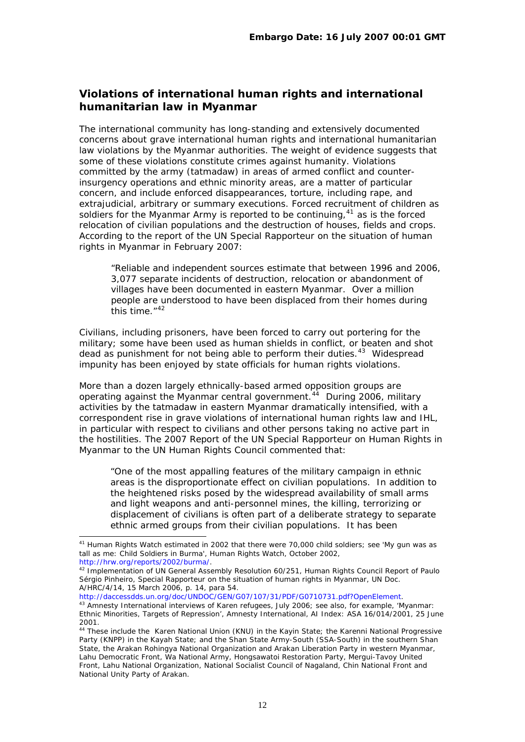## Violations of international human rights and international humanitarian law in Myanmar

The international community has long-standing and extensively documented concerns about grave international human rights and international humanitarian law violations by the Myanmar authorities. The weight of evidence suggests that some of these violations constitute crimes against humanity. Violations committed by the army (tatmadaw) in areas of armed conflict and counter-insurgency operations and ethnic minority areas, are a matter of particular concern, and include enforced disappearances, torture, including rape, and extrajudicial, arbitrary or summary executions. Forced recruitment of children as soldiers for the Myanmar Army is reported to be continuing,[41] as is the forced relocation of civilian populations and the destruction of houses, fields and crops. According to the report of the UN Special Rapporteur on the situation of human rights in Myanmar in February 2007:

> "Reliable and independent sources estimate that between 1996 and 2006, 3,077 separate incidents of destruction, relocation or abandonment of villages have been documented in eastern Myanmar. Over a million people are understood to have been displaced from their homes during this time."[42]

Civilians, including prisoners, have been forced to carry out portering for the military; some have been used as human shields in conflict, or beaten and shot dead as punishment for not being able to perform their duties.[43] Widespread impunity has been enjoyed by state officials for human rights violations.

More than a dozen largely ethnically-based armed opposition groups are operating against the Myanmar central government.[44] During 2006, military activities by the tatmadaw in eastern Myanmar dramatically intensified, with a correspondent rise in grave violations of international human rights law and IHL, in particular with respect to civilians and other persons taking no active part in the hostilities. The 2007 Report of the UN Special Rapporteur on Human Rights in Myanmar to the UN Human Rights Council commented that:

> "One of the most appalling features of the military campaign in ethnic areas is the disproportionate effect on civilian populations. In addition to the heightened risks posed by the widespread availability of small arms and light weapons and anti-personnel mines, the killing, terrorizing or displacement of civilians is often part of a deliberate strategy to separate ethnic armed groups from their civilian populations. It has been

---

[41] Human Rights Watch estimated in 2002 that there were 70,000 child soldiers; see 'My gun was as tall as me: Child Soldiers in Burma', Human Rights Watch, October 2002, http://hrw.org/reports/2002/burma/.

[42] Implementation of UN General Assembly Resolution 60/251, Human Rights Council Report of Paulo Sérgio Pinheiro, Special Rapporteur on the situation of human rights in Myanmar, UN Doc. A/HRC/4/14, 15 March 2006, p. 14, para 54. http://daccessdds.un.org/doc/UNDOC/GEN/G07/107/31/PDF/G0710731.pdf?OpenElement.

[43] Amnesty International interviews of Karen refugees, July 2006; see also, for example, 'Myanmar: Ethnic Minorities, Targets of Repression', Amnesty International, AI Index: ASA 16/014/2001, 25 June 2001.

[44] These include the Karen National Union (KNU) in the Kayin State; the Karenni National Progressive Party (KNPP) in the Kayah State; and the Shan State Army-South (SSA-South) in the southern Shan State, the Arakan Rohingya National Organization and Arakan Liberation Party in western Myanmar, Lahu Democratic Front, Wa National Army, Hongsawatoi Restoration Party, Mergui-Tavoy United Front, Lahu National Organization, National Socialist Council of Nagaland, Chin National Front and National Unity Party of Arakan.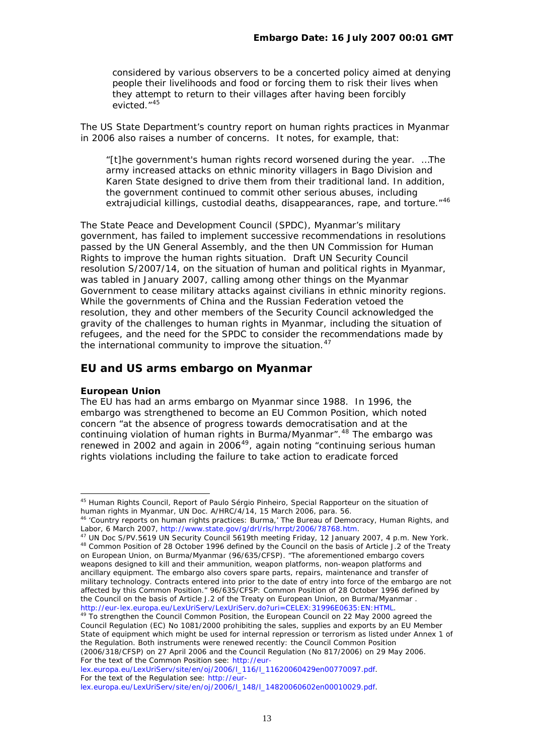considered by various observers to be a concerted policy aimed at denying people their livelihoods and food or forcing them to risk their lives when they attempt to return to their villages after having been forcibly evicted."[45]

The US State Department's country report on human rights practices in Myanmar in 2006 also raises a number of concerns. It notes, for example, that:

> "[t]he government's human rights record worsened during the year. …The army increased attacks on ethnic minority villagers in Bago Division and Karen State designed to drive them from their traditional land. In addition, the government continued to commit other serious abuses, including extrajudicial killings, custodial deaths, disappearances, rape, and torture."[46]

The State Peace and Development Council (SPDC), Myanmar's military government, has failed to implement successive recommendations in resolutions passed by the UN General Assembly, and the then UN Commission for Human Rights to improve the human rights situation. Draft UN Security Council resolution S/2007/14, on the situation of human and political rights in Myanmar, was tabled in January 2007, calling among other things on the Myanmar Government to cease military attacks against civilians in ethnic minority regions. While the governments of China and the Russian Federation vetoed the resolution, they and other members of the Security Council acknowledged the gravity of the challenges to human rights in Myanmar, including the situation of refugees, and the need for the SPDC to consider the recommendations made by the international community to improve the situation.[47]

## EU and US arms embargo on Myanmar

**European Union**

The EU has had an arms embargo on Myanmar since 1988. In 1996, the embargo was strengthened to become an EU Common Position, which noted concern "at the absence of progress towards democratisation and at the continuing violation of human rights in Burma/Myanmar".[48] The embargo was renewed in 2002 and again in 2006[49], again noting "continuing serious human rights violations including the failure to take action to eradicate forced

---

[45] Human Rights Council, Report of Paulo Sérgio Pinheiro, Special Rapporteur on the situation of human rights in Myanmar, UN Doc. A/HRC/4/14, 15 March 2006, para. 56.

[46] 'Country reports on human rights practices: Burma,' The Bureau of Democracy, Human Rights, and Labor, 6 March 2007, http://www.state.gov/g/drl/rls/hrrpt/2006/78768.htm.

[47] UN Doc S/PV.5619 UN Security Council 5619th meeting Friday, 12 January 2007, 4 p.m. New York.

[48] Common Position of 28 October 1996 defined by the Council on the basis of Article J.2 of the Treaty on European Union, on Burma/Myanmar (96/635/CFSP). "The aforementioned embargo covers weapons designed to kill and their ammunition, weapon platforms, non-weapon platforms and ancillary equipment. The embargo also covers spare parts, repairs, maintenance and transfer of military technology. Contracts entered into prior to the date of entry into force of the embargo are not affected by this Common Position." 96/635/CFSP: Common Position of 28 October 1996 defined by the Council on the basis of Article J.2 of the Treaty on European Union, on Burma/Myanmar . http://eur-lex.europa.eu/LexUriServ/LexUriServ.do?uri=CELEX:31996E0635:EN:HTML.

[49] To strengthen the Council Common Position, the European Council on 22 May 2000 agreed the Council Regulation (EC) No 1081/2000 prohibiting the sales, supplies and exports by an EU Member State of equipment which might be used for internal repression or terrorism as listed under Annex 1 of the Regulation. Both instruments were renewed recently: the Council Common Position (2006/318/CFSP) on 27 April 2006 and the Council Regulation (No 817/2006) on 29 May 2006. For the text of the Common Position see: http://eur-lex.europa.eu/LexUriServ/site/en/oj/2006/l_116/l_11620060429en00770097.pdf. For the text of the Regulation see: http://eur-lex.europa.eu/LexUriServ/site/en/oj/2006/l_148/l_14820060602en00010029.pdf.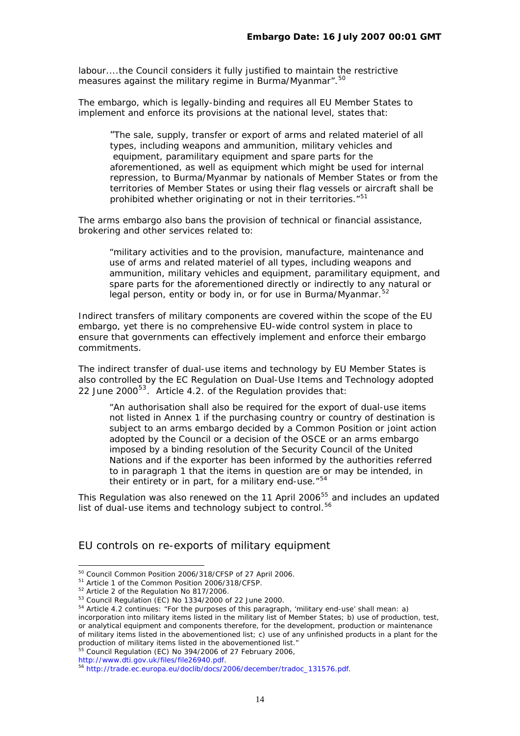labour....the Council considers it fully justified to maintain the restrictive measures against the military regime in Burma/Myanmar".[50]

The embargo, which is legally-binding and requires all EU Member States to implement and enforce its provisions at the national level, states that:

> "The sale, supply, transfer or export of arms and related materiel of all types, including weapons and ammunition, military vehicles and equipment, paramilitary equipment and spare parts for the aforementioned, as well as equipment which might be used for internal repression, to Burma/Myanmar by nationals of Member States or from the territories of Member States or using their flag vessels or aircraft shall be prohibited whether originating or not in their territories."[51]

The arms embargo also bans the provision of technical or financial assistance, brokering and other services related to:

> "military activities and to the provision, manufacture, maintenance and use of arms and related materiel of all types, including weapons and ammunition, military vehicles and equipment, paramilitary equipment, and spare parts for the aforementioned directly or indirectly to any natural or legal person, entity or body in, or for use in Burma/Myanmar.[52]

Indirect transfers of military components are covered within the scope of the EU embargo, yet there is no comprehensive EU-wide control system in place to ensure that governments can effectively implement and enforce their embargo commitments.

The indirect transfer of dual-use items and technology by EU Member States is also controlled by the EC Regulation on Dual-Use Items and Technology adopted 22 June 2000[53]. Article 4.2. of the Regulation provides that:

> "An authorisation shall also be required for the export of dual-use items not listed in Annex 1 if the purchasing country or country of destination is subject to an arms embargo decided by a Common Position or joint action adopted by the Council or a decision of the OSCE or an arms embargo imposed by a binding resolution of the Security Council of the United Nations and if the exporter has been informed by the authorities referred to in paragraph 1 that the items in question are or may be intended, in their entirety or in part, for a military end-use."[54]

This Regulation was also renewed on the 11 April 2006[55] and includes an updated list of dual-use items and technology subject to control.[56]

## EU controls on re-exports of military equipment

---

[50] Council Common Position 2006/318/CFSP of 27 April 2006.

[51] Article 1 of the Common Position 2006/318/CFSP.

[52] Article 2 of the Regulation No 817/2006.

[53] Council Regulation (EC) No 1334/2000 of 22 June 2000.

[54] Article 4.2 continues: "For the purposes of this paragraph, 'military end-use' shall mean: a) incorporation into military items listed in the military list of Member States; b) use of production, test, or analytical equipment and components therefore, for the development, production or maintenance of military items listed in the abovementioned list; c) use of any unfinished products in a plant for the production of military items listed in the abovementioned list."

[55] Council Regulation (EC) No 394/2006 of 27 February 2006, http://www.dti.gov.uk/files/file26940.pdf.

[56] http://trade.ec.europa.eu/doclib/docs/2006/december/tradoc_131576.pdf.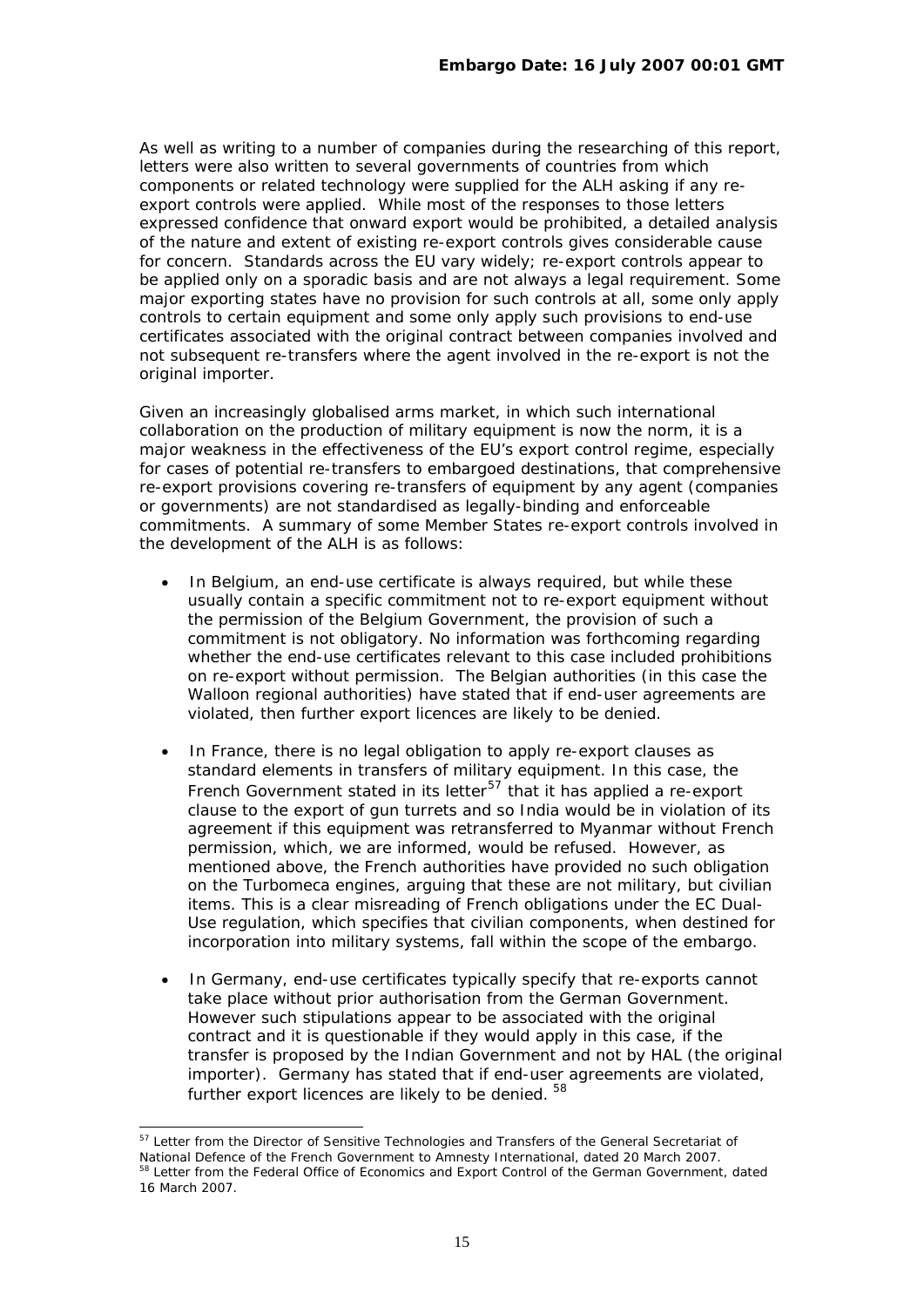As well as writing to a number of companies during the researching of this report, letters were also written to several governments of countries from which components or related technology were supplied for the ALH asking if any re-export controls were applied. While most of the responses to those letters expressed confidence that onward export would be prohibited, a detailed analysis of the nature and extent of existing re-export controls gives considerable cause for concern. Standards across the EU vary widely; re-export controls appear to be applied only on a sporadic basis and are not always a legal requirement. Some major exporting states have no provision for such controls at all, some only apply controls to certain equipment and some only apply such provisions to end-use certificates associated with the original contract between companies involved and not subsequent re-transfers where the agent involved in the re-export is not the original importer.

Given an increasingly globalised arms market, in which such international collaboration on the production of military equipment is now the norm, it is a major weakness in the effectiveness of the EU's export control regime, especially for cases of potential re-transfers to embargoed destinations, that comprehensive re-export provisions covering re-transfers of equipment by any agent (companies or governments) are not standardised as legally-binding and enforceable commitments. A summary of some Member States re-export controls involved in the development of the ALH is as follows:

- In Belgium, an end-use certificate is always required, but while these usually contain a specific commitment not to re-export equipment without the permission of the Belgium Government, the provision of such a commitment is not obligatory. No information was forthcoming regarding whether the end-use certificates relevant to this case included prohibitions on re-export without permission. The Belgian authorities (in this case the Walloon regional authorities) have stated that if end-user agreements are violated, then further export licences are likely to be denied.
- In France, there is no legal obligation to apply re-export clauses as standard elements in transfers of military equipment. In this case, the French Government stated in its letter[57] that it has applied a re-export clause to the export of gun turrets and so India would be in violation of its agreement if this equipment was retransferred to Myanmar without French permission, which, we are informed, would be refused. However, as mentioned above, the French authorities have provided no such obligation on the Turbomeca engines, arguing that these are not military, but civilian items. This is a clear misreading of French obligations under the EC Dual-Use regulation, which specifies that civilian components, when destined for incorporation into military systems, fall within the scope of the embargo.
- In Germany, end-use certificates typically specify that re-exports cannot take place without prior authorisation from the German Government. However such stipulations appear to be associated with the original contract and it is questionable if they would apply in this case, if the transfer is proposed by the Indian Government and not by HAL (the original importer). Germany has stated that if end-user agreements are violated, further export licences are likely to be denied. [58]

[57] Letter from the Director of Sensitive Technologies and Transfers of the General Secretariat of National Defence of the French Government to Amnesty International, dated 20 March 2007.

[58] Letter from the Federal Office of Economics and Export Control of the German Government, dated 16 March 2007.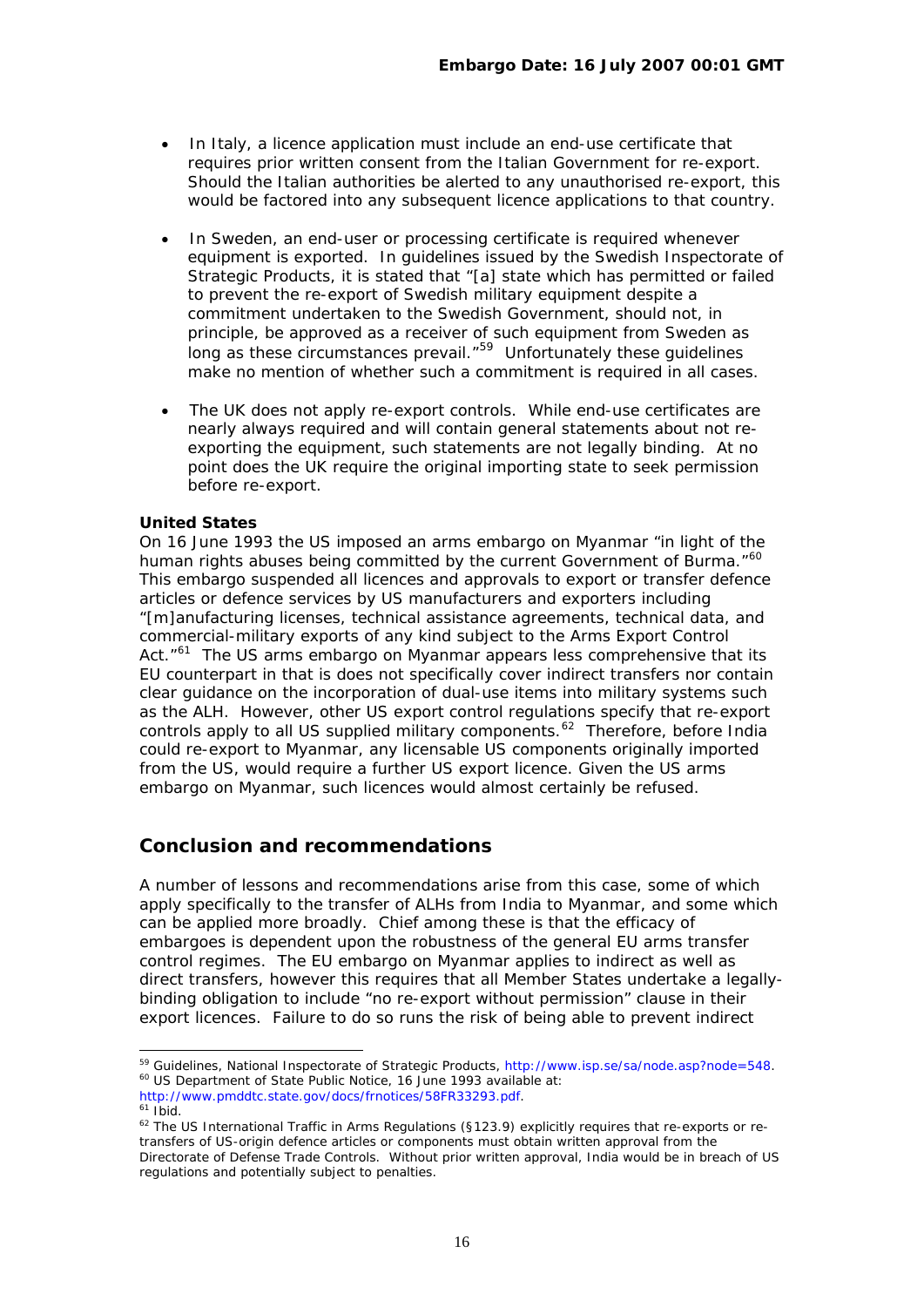- In Italy, a licence application must include an end-use certificate that requires prior written consent from the Italian Government for re-export. Should the Italian authorities be alerted to any unauthorised re-export, this would be factored into any subsequent licence applications to that country.

- In Sweden, an end-user or processing certificate is required whenever equipment is exported. In guidelines issued by the Swedish Inspectorate of Strategic Products, it is stated that "[a] state which has permitted or failed to prevent the re-export of Swedish military equipment despite a commitment undertaken to the Swedish Government, should not, in principle, be approved as a receiver of such equipment from Sweden as long as these circumstances prevail."[59] Unfortunately these guidelines make no mention of whether such a commitment is required in all cases.

- The UK does not apply re-export controls. While end-use certificates are nearly always required and will contain general statements about not re-exporting the equipment, such statements are not legally binding. At no point does the UK require the original importing state to seek permission before re-export.

**United States**

On 16 June 1993 the US imposed an arms embargo on Myanmar "in light of the human rights abuses being committed by the current Government of Burma."[60] This embargo suspended all licences and approvals to export or transfer defence articles or defence services by US manufacturers and exporters including "[m]anufacturing licenses, technical assistance agreements, technical data, and commercial-military exports of any kind subject to the Arms Export Control Act."[61] The US arms embargo on Myanmar appears less comprehensive that its EU counterpart in that is does not specifically cover indirect transfers nor contain clear guidance on the incorporation of dual-use items into military systems such as the ALH. However, other US export control regulations specify that re-export controls apply to all US supplied military components.[62] Therefore, before India could re-export to Myanmar, any licensable US components originally imported from the US, would require a further US export licence. Given the US arms embargo on Myanmar, such licences would almost certainly be refused.

## Conclusion and recommendations

A number of lessons and recommendations arise from this case, some of which apply specifically to the transfer of ALHs from India to Myanmar, and some which can be applied more broadly. Chief among these is that the efficacy of embargoes is dependent upon the robustness of the general EU arms transfer control regimes. The EU embargo on Myanmar applies to indirect as well as direct transfers, however this requires that all Member States undertake a legally-binding obligation to include "no re-export without permission" clause in their export licences. Failure to do so runs the risk of being able to prevent indirect

---

[59] Guidelines, National Inspectorate of Strategic Products, http://www.isp.se/sa/node.asp?node=548.

[60] US Department of State Public Notice, 16 June 1993 available at: http://www.pmddtc.state.gov/docs/frnotices/58FR33293.pdf.

[61] Ibid.

[62] The US International Traffic in Arms Regulations (§123.9) explicitly requires that re-exports or re-transfers of US-origin defence articles or components must obtain written approval from the Directorate of Defense Trade Controls. Without prior written approval, India would be in breach of US regulations and potentially subject to penalties.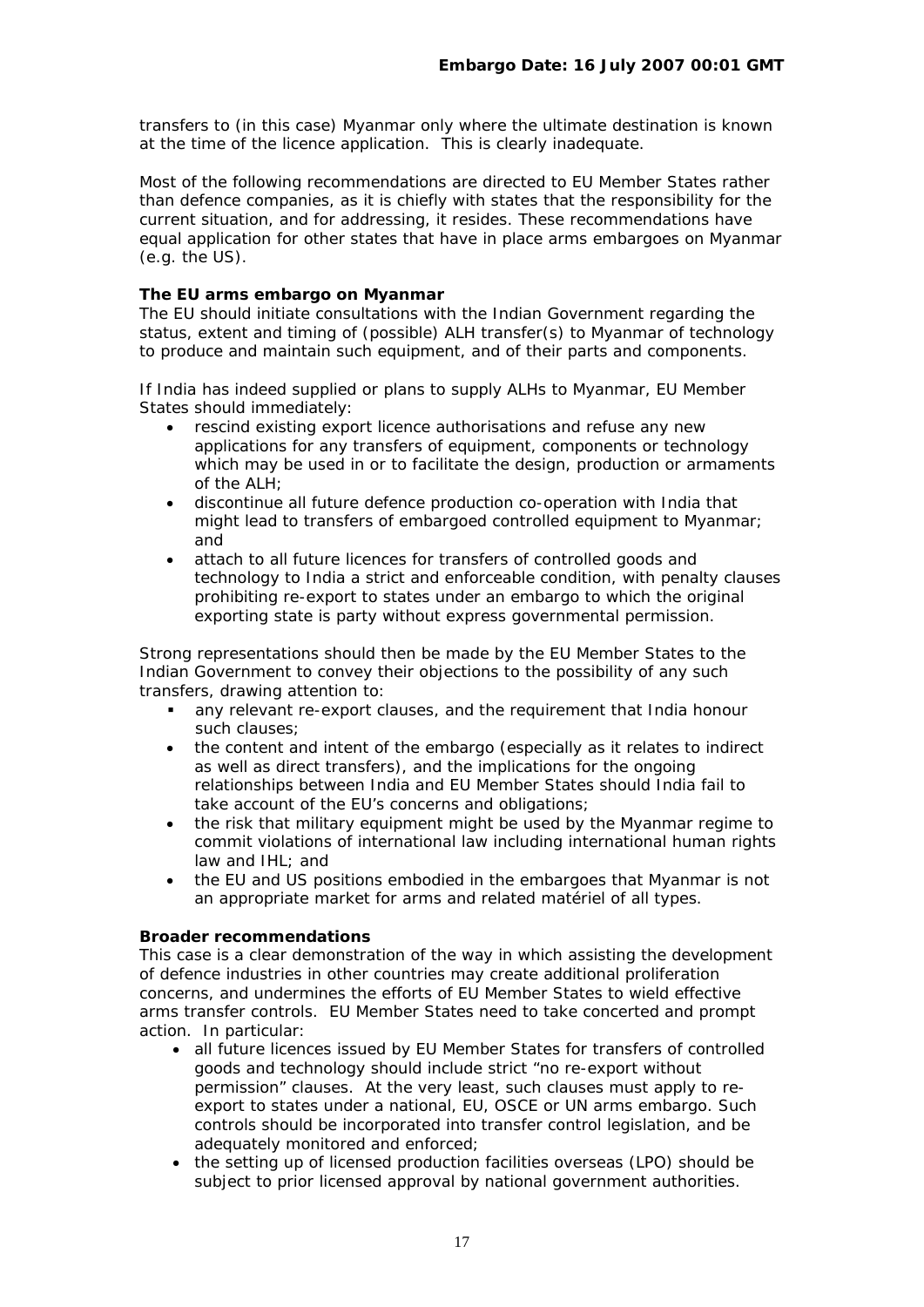transfers to (in this case) Myanmar only where the ultimate destination is known at the time of the licence application. This is clearly inadequate.

Most of the following recommendations are directed to EU Member States rather than defence companies, as it is chiefly with states that the responsibility for the current situation, and for addressing, it resides. These recommendations have equal application for other states that have in place arms embargoes on Myanmar (e.g. the US).

**The EU arms embargo on Myanmar**

The EU should initiate consultations with the Indian Government regarding the status, extent and timing of (possible) ALH transfer(s) to Myanmar of technology to produce and maintain such equipment, and of their parts and components.

If India has indeed supplied or plans to supply ALHs to Myanmar, EU Member States should immediately:

- rescind existing export licence authorisations and refuse any new applications for any transfers of equipment, components or technology which may be used in or to facilitate the design, production or armaments of the ALH;
- discontinue all future defence production co-operation with India that might lead to transfers of embargoed controlled equipment to Myanmar; and
- attach to all future licences for transfers of controlled goods and technology to India a strict and enforceable condition, with penalty clauses prohibiting re-export to states under an embargo to which the original exporting state is party without express governmental permission.

Strong representations should then be made by the EU Member States to the Indian Government to convey their objections to the possibility of any such transfers, drawing attention to:

- any relevant re-export clauses, and the requirement that India honour such clauses;
- the content and intent of the embargo (especially as it relates to indirect as well as direct transfers), and the implications for the ongoing relationships between India and EU Member States should India fail to take account of the EU's concerns and obligations;
- the risk that military equipment might be used by the Myanmar regime to commit violations of international law including international human rights law and IHL; and
- the EU and US positions embodied in the embargoes that Myanmar is not an appropriate market for arms and related matériel of all types.

**Broader recommendations**

This case is a clear demonstration of the way in which assisting the development of defence industries in other countries may create additional proliferation concerns, and undermines the efforts of EU Member States to wield effective arms transfer controls. EU Member States need to take concerted and prompt action. In particular:

- all future licences issued by EU Member States for transfers of controlled goods and technology should include strict "no re-export without permission" clauses. At the very least, such clauses must apply to re-export to states under a national, EU, OSCE or UN arms embargo. Such controls should be incorporated into transfer control legislation, and be adequately monitored and enforced;
- the setting up of licensed production facilities overseas (LPO) should be subject to prior licensed approval by national government authorities.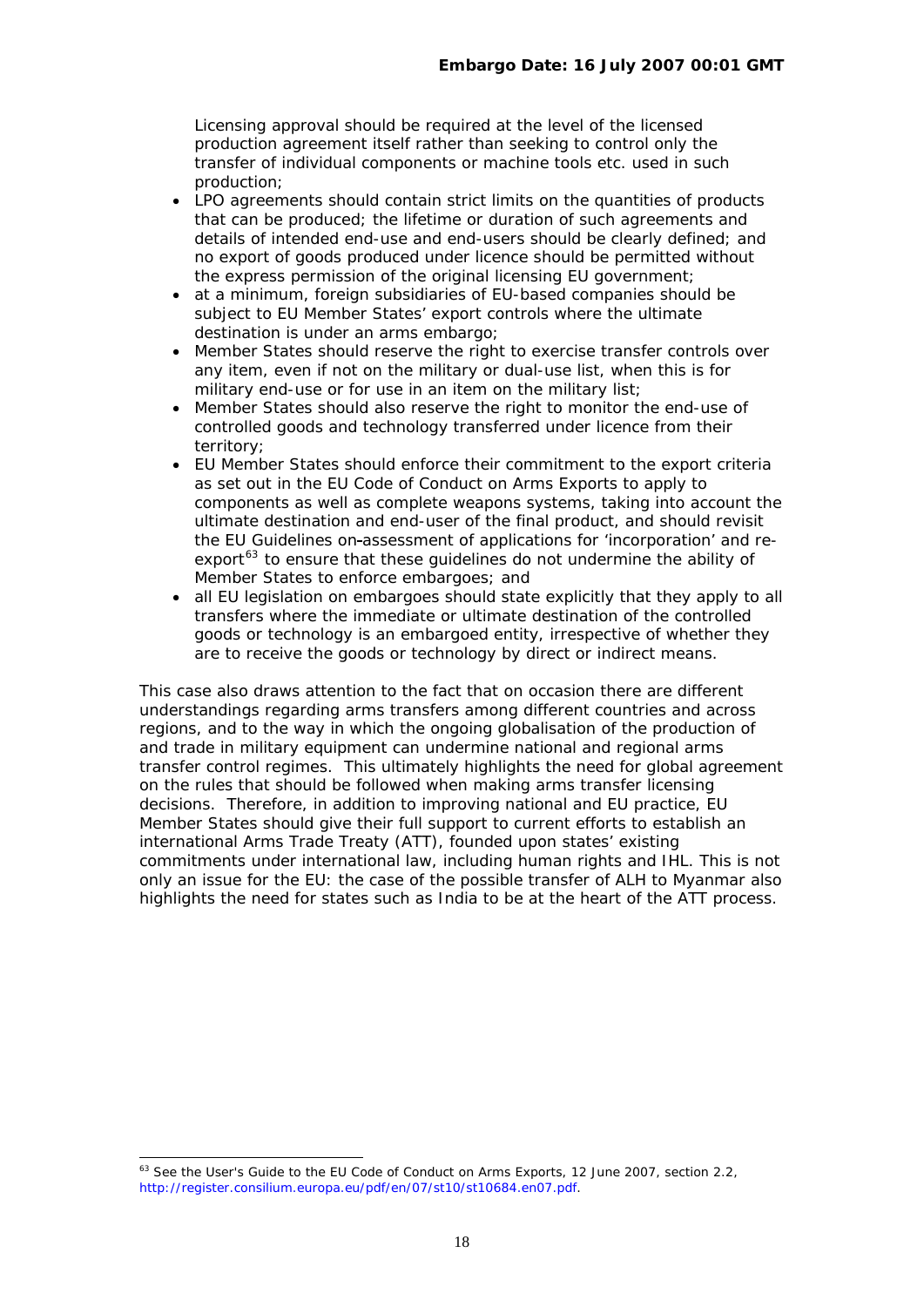Licensing approval should be required at the level of the licensed production agreement itself rather than seeking to control only the transfer of individual components or machine tools etc. used in such production;

- LPO agreements should contain strict limits on the quantities of products that can be produced; the lifetime or duration of such agreements and details of intended end-use and end-users should be clearly defined; and no export of goods produced under licence should be permitted without the express permission of the original licensing EU government;
- at a minimum, foreign subsidiaries of EU-based companies should be subject to EU Member States' export controls where the ultimate destination is under an arms embargo;
- Member States should reserve the right to exercise transfer controls over any item, even if not on the military or dual-use list, when this is for military end-use or for use in an item on the military list;
- Member States should also reserve the right to monitor the end-use of controlled goods and technology transferred under licence from their territory;
- EU Member States should enforce their commitment to the export criteria as set out in the EU Code of Conduct on Arms Exports to apply to components as well as complete weapons systems, taking into account the ultimate destination and end-user of the final product, and should revisit the EU Guidelines on assessment of applications for 'incorporation' and re-export[63] to ensure that these guidelines do not undermine the ability of Member States to enforce embargoes; and
- all EU legislation on embargoes should state explicitly that they apply to all transfers where the immediate or ultimate destination of the controlled goods or technology is an embargoed entity, irrespective of whether they are to receive the goods or technology by direct or indirect means.

This case also draws attention to the fact that on occasion there are different understandings regarding arms transfers among different countries and across regions, and to the way in which the ongoing globalisation of the production of and trade in military equipment can undermine national and regional arms transfer control regimes. This ultimately highlights the need for global agreement on the rules that should be followed when making arms transfer licensing decisions. Therefore, in addition to improving national and EU practice, EU Member States should give their full support to current efforts to establish an international Arms Trade Treaty (ATT), founded upon states' existing commitments under international law, including human rights and IHL. This is not only an issue for the EU: the case of the possible transfer of ALH to Myanmar also highlights the need for states such as India to be at the heart of the ATT process.

[63] See the User's Guide to the EU Code of Conduct on Arms Exports, 12 June 2007, section 2.2, http://register.consilium.europa.eu/pdf/en/07/st10/st10684.en07.pdf.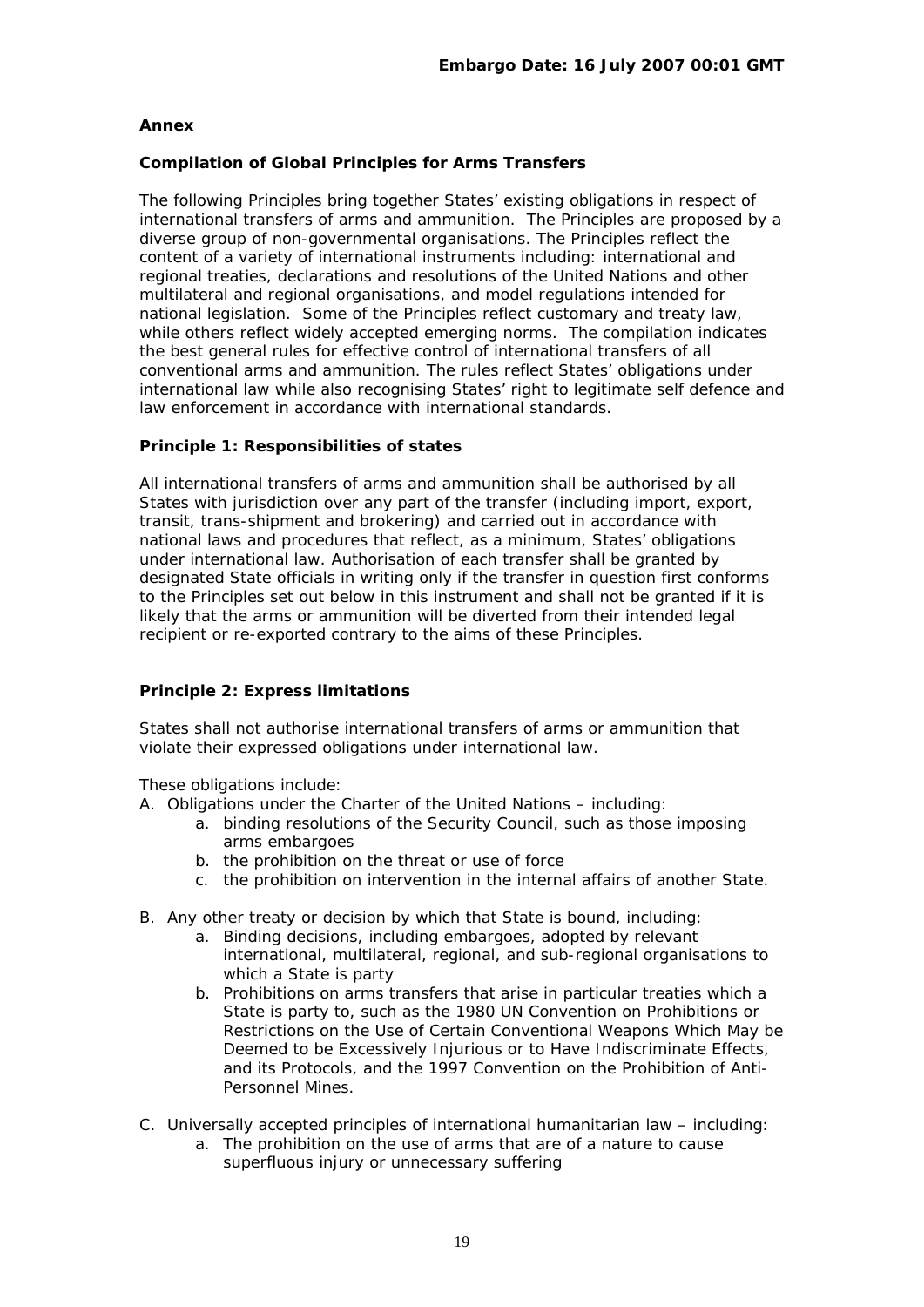**Embargo Date: 16 July 2007 00:01 GMT**

**Annex**

**Compilation of Global Principles for Arms Transfers**

The following Principles bring together States' existing obligations in respect of international transfers of arms and ammunition. The Principles are proposed by a diverse group of non-governmental organisations. The Principles reflect the content of a variety of international instruments including: international and regional treaties, declarations and resolutions of the United Nations and other multilateral and regional organisations, and model regulations intended for national legislation. Some of the Principles reflect customary and treaty law, while others reflect widely accepted emerging norms. The compilation indicates the best general rules for effective control of international transfers of all conventional arms and ammunition. The rules reflect States' obligations under international law while also recognising States' right to legitimate self defence and law enforcement in accordance with international standards.

**Principle 1: Responsibilities of states**

All international transfers of arms and ammunition shall be authorised by all States with jurisdiction over any part of the transfer (including import, export, transit, trans-shipment and brokering) and carried out in accordance with national laws and procedures that reflect, as a minimum, States' obligations under international law. Authorisation of each transfer shall be granted by designated State officials in writing only if the transfer in question first conforms to the Principles set out below in this instrument and shall not be granted if it is likely that the arms or ammunition will be diverted from their intended legal recipient or re-exported contrary to the aims of these Principles.

**Principle 2: Express limitations**

States shall not authorise international transfers of arms or ammunition that violate their expressed obligations under international law.

These obligations include:

A. Obligations under the Charter of the United Nations – including:
   a. binding resolutions of the Security Council, such as those imposing arms embargoes
   b. the prohibition on the threat or use of force
   c. the prohibition on intervention in the internal affairs of another State.

B. Any other treaty or decision by which that State is bound, including:
   a. Binding decisions, including embargoes, adopted by relevant international, multilateral, regional, and sub-regional organisations to which a State is party
   b. Prohibitions on arms transfers that arise in particular treaties which a State is party to, such as the 1980 UN Convention on Prohibitions or Restrictions on the Use of Certain Conventional Weapons Which May be Deemed to be Excessively Injurious or to Have Indiscriminate Effects, and its Protocols, and the 1997 Convention on the Prohibition of Anti-Personnel Mines.

C. Universally accepted principles of international humanitarian law – including:
   a. The prohibition on the use of arms that are of a nature to cause superfluous injury or unnecessary suffering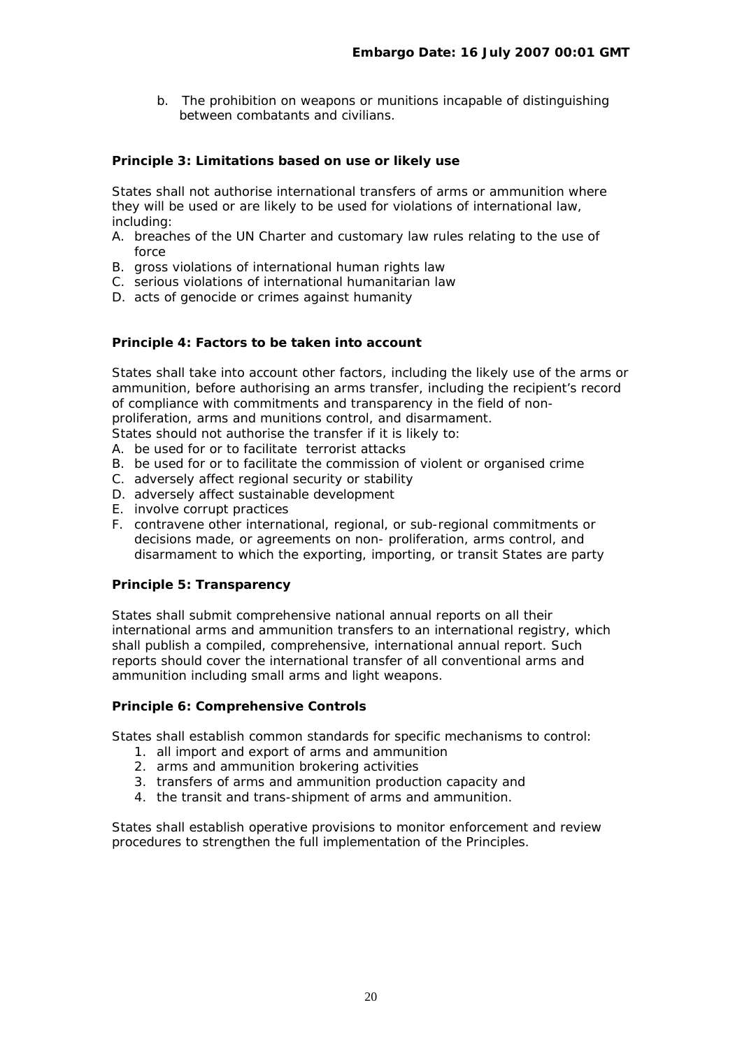b. The prohibition on weapons or munitions incapable of distinguishing between combatants and civilians.

**Principle 3: Limitations based on use or likely use**

States shall not authorise international transfers of arms or ammunition where they will be used or are likely to be used for violations of international law, including:

A. breaches of the UN Charter and customary law rules relating to the use of force
B. gross violations of international human rights law
C. serious violations of international humanitarian law
D. acts of genocide or crimes against humanity

**Principle 4: Factors to be taken into account**

States shall take into account other factors, including the likely use of the arms or ammunition, before authorising an arms transfer, including the recipient's record of compliance with commitments and transparency in the field of non-proliferation, arms and munitions control, and disarmament.
States should not authorise the transfer if it is likely to:

A. be used for or to facilitate terrorist attacks
B. be used for or to facilitate the commission of violent or organised crime
C. adversely affect regional security or stability
D. adversely affect sustainable development
E. involve corrupt practices
F. contravene other international, regional, or sub-regional commitments or decisions made, or agreements on non- proliferation, arms control, and disarmament to which the exporting, importing, or transit States are party

**Principle 5: Transparency**

States shall submit comprehensive national annual reports on all their international arms and ammunition transfers to an international registry, which shall publish a compiled, comprehensive, international annual report. Such reports should cover the international transfer of all conventional arms and ammunition including small arms and light weapons.

**Principle 6: Comprehensive Controls**

States shall establish common standards for specific mechanisms to control:

1. all import and export of arms and ammunition
2. arms and ammunition brokering activities
3. transfers of arms and ammunition production capacity and
4. the transit and trans-shipment of arms and ammunition.

States shall establish operative provisions to monitor enforcement and review procedures to strengthen the full implementation of the Principles.